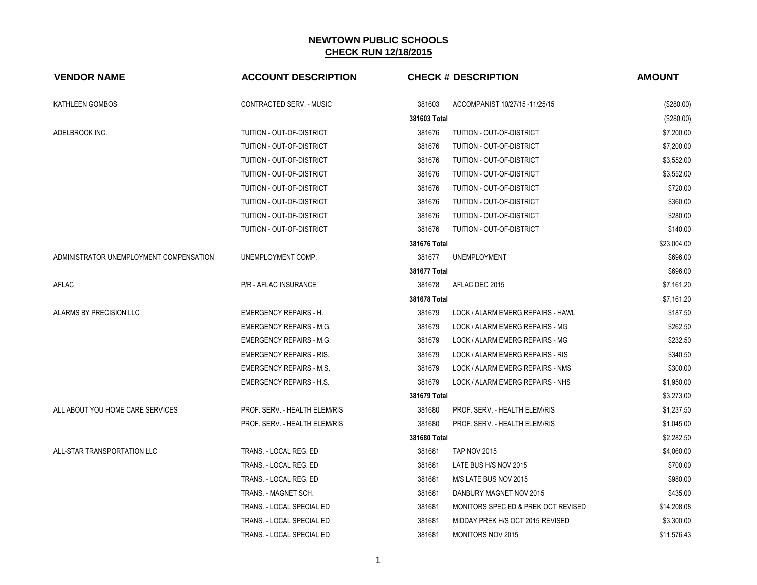# NEWTOWN PUBLIC SCHOOLS

## CHECK RUN 12/18/2015

| VENDOR NAME | ACCOUNT DESCRIPTION | CHECK # | DESCRIPTION | AMOUNT |
|---|---|---|---|---|
| KATHLEEN GOMBOS | CONTRACTED SERV. - MUSIC | 381603 | ACCOMPANIST 10/27/15 -11/25/15 | ($280.00) |
| | | **381603 Total** | | ($280.00) |
| ADELBROOK INC. | TUITION - OUT-OF-DISTRICT | 381676 | TUITION - OUT-OF-DISTRICT | $7,200.00 |
| | TUITION - OUT-OF-DISTRICT | 381676 | TUITION - OUT-OF-DISTRICT | $7,200.00 |
| | TUITION - OUT-OF-DISTRICT | 381676 | TUITION - OUT-OF-DISTRICT | $3,552.00 |
| | TUITION - OUT-OF-DISTRICT | 381676 | TUITION - OUT-OF-DISTRICT | $3,552.00 |
| | TUITION - OUT-OF-DISTRICT | 381676 | TUITION - OUT-OF-DISTRICT | $720.00 |
| | TUITION - OUT-OF-DISTRICT | 381676 | TUITION - OUT-OF-DISTRICT | $360.00 |
| | TUITION - OUT-OF-DISTRICT | 381676 | TUITION - OUT-OF-DISTRICT | $280.00 |
| | TUITION - OUT-OF-DISTRICT | 381676 | TUITION - OUT-OF-DISTRICT | $140.00 |
| | | **381676 Total** | | $23,004.00 |
| ADMINISTRATOR UNEMPLOYMENT COMPENSATION | UNEMPLOYMENT COMP. | 381677 | UNEMPLOYMENT | $696.00 |
| | | **381677 Total** | | $696.00 |
| AFLAC | P/R - AFLAC INSURANCE | 381678 | AFLAC DEC 2015 | $7,161.20 |
| | | **381678 Total** | | $7,161.20 |
| ALARMS BY PRECISION LLC | EMERGENCY REPAIRS - H. | 381679 | LOCK / ALARM EMERG REPAIRS - HAWL | $187.50 |
| | EMERGENCY REPAIRS - M.G. | 381679 | LOCK / ALARM EMERG REPAIRS - MG | $262.50 |
| | EMERGENCY REPAIRS - M.G. | 381679 | LOCK / ALARM EMERG REPAIRS - MG | $232.50 |
| | EMERGENCY REPAIRS - RIS. | 381679 | LOCK / ALARM EMERG REPAIRS - RIS | $340.50 |
| | EMERGENCY REPAIRS - M.S. | 381679 | LOCK / ALARM EMERG REPAIRS - NMS | $300.00 |
| | EMERGENCY REPAIRS - H.S. | 381679 | LOCK / ALARM EMERG REPAIRS - NHS | $1,950.00 |
| | | **381679 Total** | | $3,273.00 |
| ALL ABOUT YOU HOME CARE SERVICES | PROF. SERV. - HEALTH ELEM/RIS | 381680 | PROF. SERV. - HEALTH ELEM/RIS | $1,237.50 |
| | PROF. SERV. - HEALTH ELEM/RIS | 381680 | PROF. SERV. - HEALTH ELEM/RIS | $1,045.00 |
| | | **381680 Total** | | $2,282.50 |
| ALL-STAR TRANSPORTATION LLC | TRANS. - LOCAL REG. ED | 381681 | TAP NOV 2015 | $4,060.00 |
| | TRANS. - LOCAL REG. ED | 381681 | LATE BUS H/S NOV 2015 | $700.00 |
| | TRANS. - LOCAL REG. ED | 381681 | M/S LATE BUS NOV 2015 | $980.00 |
| | TRANS. - MAGNET SCH. | 381681 | DANBURY MAGNET NOV 2015 | $435.00 |
| | TRANS. - LOCAL SPECIAL ED | 381681 | MONITORS SPEC ED & PREK OCT REVISED | $14,208.08 |
| | TRANS. - LOCAL SPECIAL ED | 381681 | MIDDAY PREK H/S OCT 2015 REVISED | $3,300.00 |
| | TRANS. - LOCAL SPECIAL ED | 381681 | MONITORS NOV 2015 | $11,576.43 |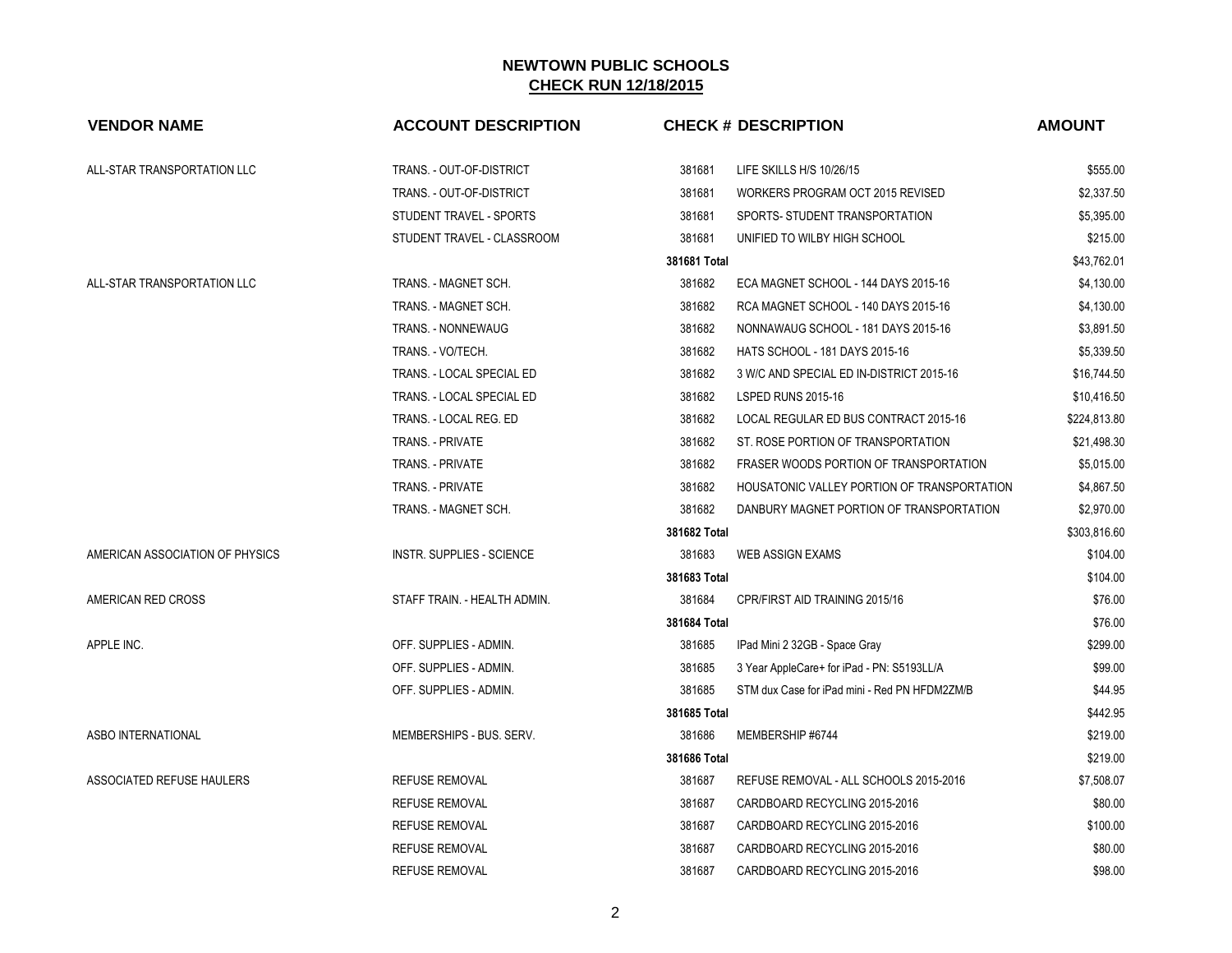## NEWTOWN PUBLIC SCHOOLS
## CHECK RUN 12/18/2015

| VENDOR NAME | ACCOUNT DESCRIPTION | CHECK # | DESCRIPTION | AMOUNT |
|---|---|---|---|---|
| ALL-STAR TRANSPORTATION LLC | TRANS. - OUT-OF-DISTRICT | 381681 | LIFE SKILLS H/S 10/26/15 | $555.00 |
| | TRANS. - OUT-OF-DISTRICT | 381681 | WORKERS PROGRAM OCT 2015 REVISED | $2,337.50 |
| | STUDENT TRAVEL - SPORTS | 381681 | SPORTS- STUDENT TRANSPORTATION | $5,395.00 |
| | STUDENT TRAVEL - CLASSROOM | 381681 | UNIFIED TO WILBY HIGH SCHOOL | $215.00 |
| | | 381681 Total | | $43,762.01 |
| ALL-STAR TRANSPORTATION LLC | TRANS. - MAGNET SCH. | 381682 | ECA MAGNET SCHOOL - 144 DAYS 2015-16 | $4,130.00 |
| | TRANS. - MAGNET SCH. | 381682 | RCA MAGNET SCHOOL - 140 DAYS 2015-16 | $4,130.00 |
| | TRANS. - NONNEWAUG | 381682 | NONNAWAUG SCHOOL - 181 DAYS 2015-16 | $3,891.50 |
| | TRANS. - VO/TECH. | 381682 | HATS SCHOOL - 181 DAYS 2015-16 | $5,339.50 |
| | TRANS. - LOCAL SPECIAL ED | 381682 | 3 W/C AND SPECIAL ED IN-DISTRICT 2015-16 | $16,744.50 |
| | TRANS. - LOCAL SPECIAL ED | 381682 | LSPED RUNS 2015-16 | $10,416.50 |
| | TRANS. - LOCAL REG. ED | 381682 | LOCAL REGULAR ED BUS CONTRACT 2015-16 | $224,813.80 |
| | TRANS. - PRIVATE | 381682 | ST. ROSE PORTION OF TRANSPORTATION | $21,498.30 |
| | TRANS. - PRIVATE | 381682 | FRASER WOODS PORTION OF TRANSPORTATION | $5,015.00 |
| | TRANS. - PRIVATE | 381682 | HOUSATONIC VALLEY PORTION OF TRANSPORTATION | $4,867.50 |
| | TRANS. - MAGNET SCH. | 381682 | DANBURY MAGNET PORTION OF TRANSPORTATION | $2,970.00 |
| | | 381682 Total | | $303,816.60 |
| AMERICAN ASSOCIATION OF PHYSICS | INSTR. SUPPLIES - SCIENCE | 381683 | WEB ASSIGN EXAMS | $104.00 |
| | | 381683 Total | | $104.00 |
| AMERICAN RED CROSS | STAFF TRAIN. - HEALTH ADMIN. | 381684 | CPR/FIRST AID TRAINING 2015/16 | $76.00 |
| | | 381684 Total | | $76.00 |
| APPLE INC. | OFF. SUPPLIES - ADMIN. | 381685 | IPad Mini 2 32GB - Space Gray | $299.00 |
| | OFF. SUPPLIES - ADMIN. | 381685 | 3 Year AppleCare+ for iPad - PN: S5193LL/A | $99.00 |
| | OFF. SUPPLIES - ADMIN. | 381685 | STM dux Case for iPad mini - Red PN HFDM2ZM/B | $44.95 |
| | | 381685 Total | | $442.95 |
| ASBO INTERNATIONAL | MEMBERSHIPS - BUS. SERV. | 381686 | MEMBERSHIP #6744 | $219.00 |
| | | 381686 Total | | $219.00 |
| ASSOCIATED REFUSE HAULERS | REFUSE REMOVAL | 381687 | REFUSE REMOVAL - ALL SCHOOLS 2015-2016 | $7,508.07 |
| | REFUSE REMOVAL | 381687 | CARDBOARD RECYCLING 2015-2016 | $80.00 |
| | REFUSE REMOVAL | 381687 | CARDBOARD RECYCLING 2015-2016 | $100.00 |
| | REFUSE REMOVAL | 381687 | CARDBOARD RECYCLING 2015-2016 | $80.00 |
| | REFUSE REMOVAL | 381687 | CARDBOARD RECYCLING 2015-2016 | $98.00 |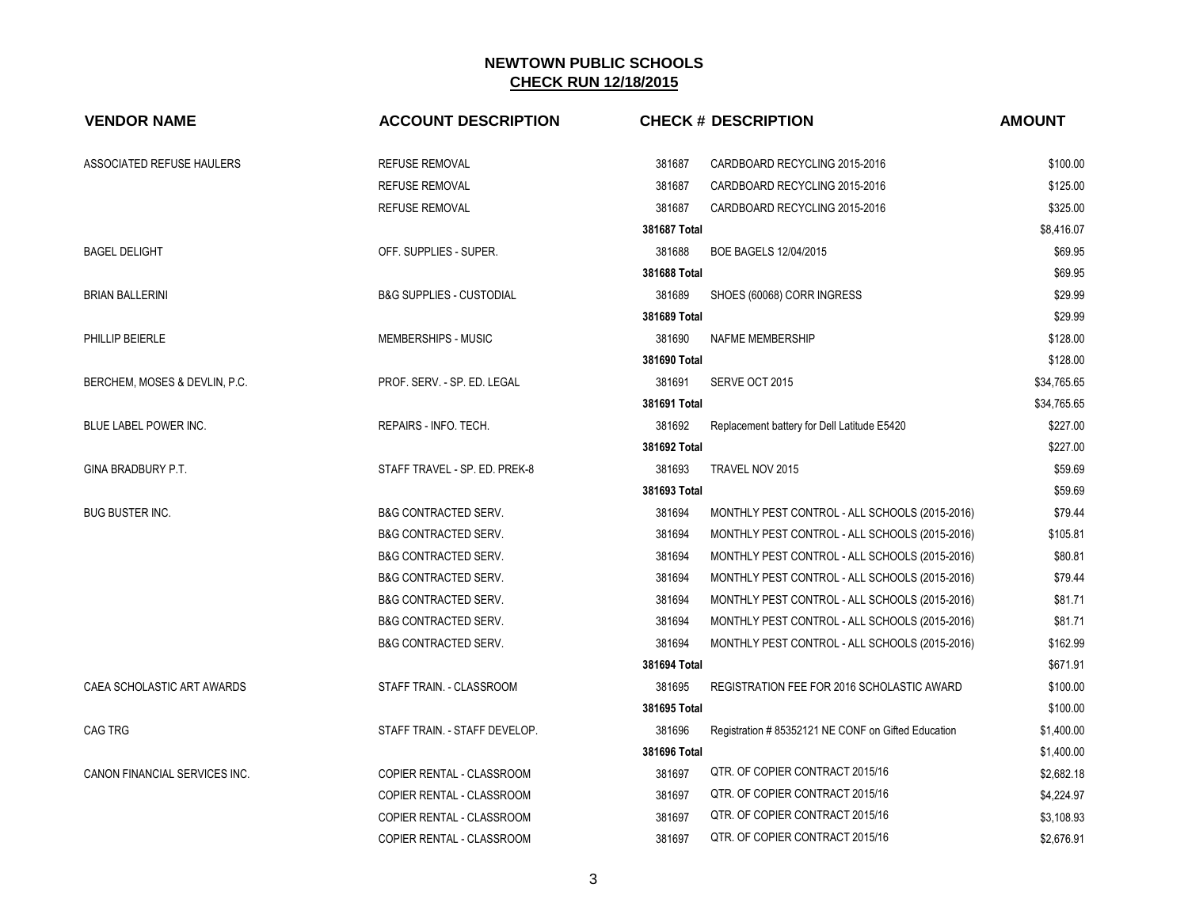## NEWTOWN PUBLIC SCHOOLS
## CHECK RUN 12/18/2015

| VENDOR NAME | ACCOUNT DESCRIPTION | CHECK # | DESCRIPTION | AMOUNT |
|---|---|---|---|---|
| ASSOCIATED REFUSE HAULERS | REFUSE REMOVAL | 381687 | CARDBOARD RECYCLING 2015-2016 | $100.00 |
| | REFUSE REMOVAL | 381687 | CARDBOARD RECYCLING 2015-2016 | $125.00 |
| | REFUSE REMOVAL | 381687 | CARDBOARD RECYCLING 2015-2016 | $325.00 |
| | | **381687 Total** | | $8,416.07 |
| BAGEL DELIGHT | OFF. SUPPLIES - SUPER. | 381688 | BOE BAGELS 12/04/2015 | $69.95 |
| | | **381688 Total** | | $69.95 |
| BRIAN BALLERINI | B&G SUPPLIES - CUSTODIAL | 381689 | SHOES (60068) CORR INGRESS | $29.99 |
| | | **381689 Total** | | $29.99 |
| PHILLIP BEIERLE | MEMBERSHIPS - MUSIC | 381690 | NAFME MEMBERSHIP | $128.00 |
| | | **381690 Total** | | $128.00 |
| BERCHEM, MOSES & DEVLIN, P.C. | PROF. SERV. - SP. ED. LEGAL | 381691 | SERVE OCT 2015 | $34,765.65 |
| | | **381691 Total** | | $34,765.65 |
| BLUE LABEL POWER INC. | REPAIRS - INFO. TECH. | 381692 | Replacement battery for Dell Latitude E5420 | $227.00 |
| | | **381692 Total** | | $227.00 |
| GINA BRADBURY P.T. | STAFF TRAVEL - SP. ED. PREK-8 | 381693 | TRAVEL NOV 2015 | $59.69 |
| | | **381693 Total** | | $59.69 |
| BUG BUSTER INC. | B&G CONTRACTED SERV. | 381694 | MONTHLY PEST CONTROL - ALL SCHOOLS (2015-2016) | $79.44 |
| | B&G CONTRACTED SERV. | 381694 | MONTHLY PEST CONTROL - ALL SCHOOLS (2015-2016) | $105.81 |
| | B&G CONTRACTED SERV. | 381694 | MONTHLY PEST CONTROL - ALL SCHOOLS (2015-2016) | $80.81 |
| | B&G CONTRACTED SERV. | 381694 | MONTHLY PEST CONTROL - ALL SCHOOLS (2015-2016) | $79.44 |
| | B&G CONTRACTED SERV. | 381694 | MONTHLY PEST CONTROL - ALL SCHOOLS (2015-2016) | $81.71 |
| | B&G CONTRACTED SERV. | 381694 | MONTHLY PEST CONTROL - ALL SCHOOLS (2015-2016) | $81.71 |
| | B&G CONTRACTED SERV. | 381694 | MONTHLY PEST CONTROL - ALL SCHOOLS (2015-2016) | $162.99 |
| | | **381694 Total** | | $671.91 |
| CAEA SCHOLASTIC ART AWARDS | STAFF TRAIN. - CLASSROOM | 381695 | REGISTRATION FEE FOR 2016 SCHOLASTIC AWARD | $100.00 |
| | | **381695 Total** | | $100.00 |
| CAG TRG | STAFF TRAIN. - STAFF DEVELOP. | 381696 | Registration # 85352121 NE CONF on Gifted Education | $1,400.00 |
| | | **381696 Total** | | $1,400.00 |
| CANON FINANCIAL SERVICES INC. | COPIER RENTAL - CLASSROOM | 381697 | QTR. OF COPIER CONTRACT 2015/16 | $2,682.18 |
| | COPIER RENTAL - CLASSROOM | 381697 | QTR. OF COPIER CONTRACT 2015/16 | $4,224.97 |
| | COPIER RENTAL - CLASSROOM | 381697 | QTR. OF COPIER CONTRACT 2015/16 | $3,108.93 |
| | COPIER RENTAL - CLASSROOM | 381697 | QTR. OF COPIER CONTRACT 2015/16 | $2,676.91 |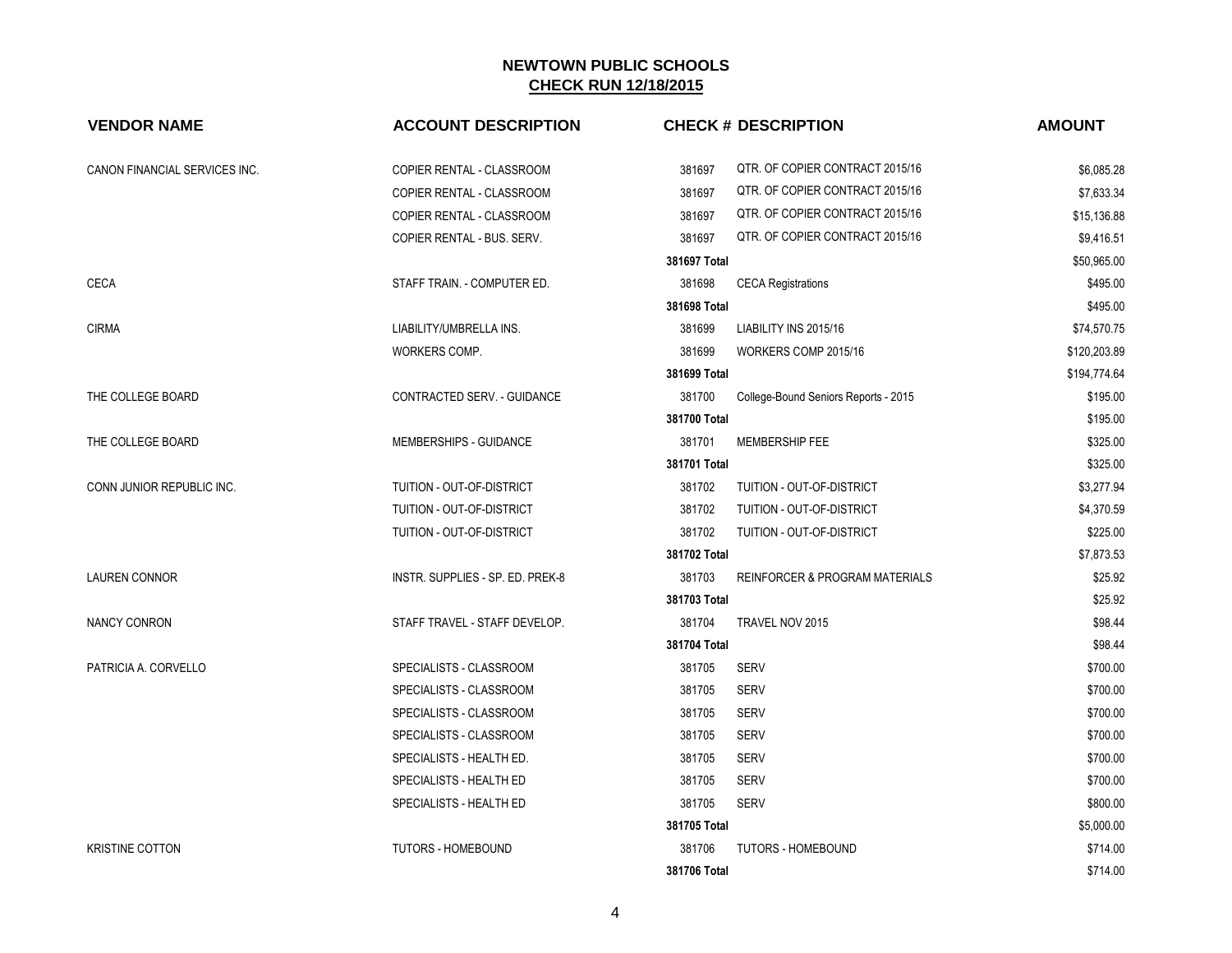# NEWTOWN PUBLIC SCHOOLS
## CHECK RUN 12/18/2015

| VENDOR NAME | ACCOUNT DESCRIPTION | CHECK # | DESCRIPTION | AMOUNT |
|---|---|---|---|---|
| CANON FINANCIAL SERVICES INC. | COPIER RENTAL - CLASSROOM | 381697 | QTR. OF COPIER CONTRACT 2015/16 | $6,085.28 |
| | COPIER RENTAL - CLASSROOM | 381697 | QTR. OF COPIER CONTRACT 2015/16 | $7,633.34 |
| | COPIER RENTAL - CLASSROOM | 381697 | QTR. OF COPIER CONTRACT 2015/16 | $15,136.88 |
| | COPIER RENTAL - BUS. SERV. | 381697 | QTR. OF COPIER CONTRACT 2015/16 | $9,416.51 |
| | | **381697 Total** | | $50,965.00 |
| CECA | STAFF TRAIN. - COMPUTER ED. | 381698 | CECA Registrations | $495.00 |
| | | **381698 Total** | | $495.00 |
| CIRMA | LIABILITY/UMBRELLA INS. | 381699 | LIABILITY INS 2015/16 | $74,570.75 |
| | WORKERS COMP. | 381699 | WORKERS COMP 2015/16 | $120,203.89 |
| | | **381699 Total** | | $194,774.64 |
| THE COLLEGE BOARD | CONTRACTED SERV. - GUIDANCE | 381700 | College-Bound Seniors Reports - 2015 | $195.00 |
| | | **381700 Total** | | $195.00 |
| THE COLLEGE BOARD | MEMBERSHIPS - GUIDANCE | 381701 | MEMBERSHIP FEE | $325.00 |
| | | **381701 Total** | | $325.00 |
| CONN JUNIOR REPUBLIC INC. | TUITION - OUT-OF-DISTRICT | 381702 | TUITION - OUT-OF-DISTRICT | $3,277.94 |
| | TUITION - OUT-OF-DISTRICT | 381702 | TUITION - OUT-OF-DISTRICT | $4,370.59 |
| | TUITION - OUT-OF-DISTRICT | 381702 | TUITION - OUT-OF-DISTRICT | $225.00 |
| | | **381702 Total** | | $7,873.53 |
| LAUREN CONNOR | INSTR. SUPPLIES - SP. ED. PREK-8 | 381703 | REINFORCER & PROGRAM MATERIALS | $25.92 |
| | | **381703 Total** | | $25.92 |
| NANCY CONRON | STAFF TRAVEL - STAFF DEVELOP. | 381704 | TRAVEL NOV 2015 | $98.44 |
| | | **381704 Total** | | $98.44 |
| PATRICIA A. CORVELLO | SPECIALISTS - CLASSROOM | 381705 | SERV | $700.00 |
| | SPECIALISTS - CLASSROOM | 381705 | SERV | $700.00 |
| | SPECIALISTS - CLASSROOM | 381705 | SERV | $700.00 |
| | SPECIALISTS - CLASSROOM | 381705 | SERV | $700.00 |
| | SPECIALISTS - HEALTH ED. | 381705 | SERV | $700.00 |
| | SPECIALISTS - HEALTH ED | 381705 | SERV | $700.00 |
| | SPECIALISTS - HEALTH ED | 381705 | SERV | $800.00 |
| | | **381705 Total** | | $5,000.00 |
| KRISTINE COTTON | TUTORS - HOMEBOUND | 381706 | TUTORS - HOMEBOUND | $714.00 |
| | | **381706 Total** | | $714.00 |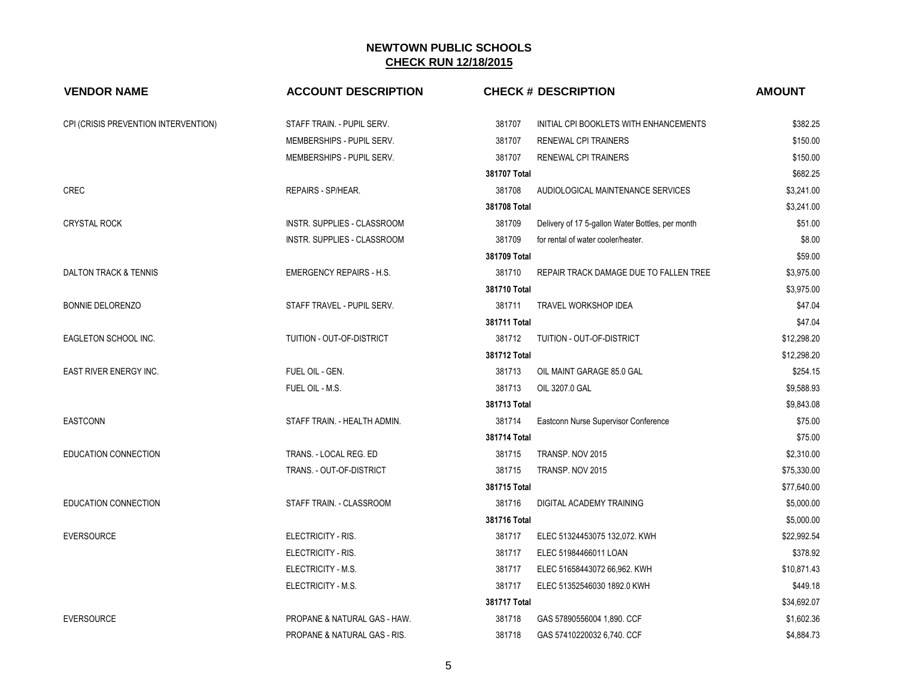# NEWTOWN PUBLIC SCHOOLS

## CHECK RUN 12/18/2015

| VENDOR NAME | ACCOUNT DESCRIPTION | CHECK # | DESCRIPTION | AMOUNT |
|---|---|---|---|---|
| CPI (CRISIS PREVENTION INTERVENTION) | STAFF TRAIN. - PUPIL SERV. | 381707 | INITIAL CPI BOOKLETS WITH ENHANCEMENTS | $382.25 |
| | MEMBERSHIPS - PUPIL SERV. | 381707 | RENEWAL CPI TRAINERS | $150.00 |
| | MEMBERSHIPS - PUPIL SERV. | 381707 | RENEWAL CPI TRAINERS | $150.00 |
| | | **381707 Total** | | $682.25 |
| CREC | REPAIRS - SP/HEAR. | 381708 | AUDIOLOGICAL MAINTENANCE SERVICES | $3,241.00 |
| | | **381708 Total** | | $3,241.00 |
| CRYSTAL ROCK | INSTR. SUPPLIES - CLASSROOM | 381709 | Delivery of 17 5-gallon Water Bottles, per month | $51.00 |
| | INSTR. SUPPLIES - CLASSROOM | 381709 | for rental of water cooler/heater. | $8.00 |
| | | **381709 Total** | | $59.00 |
| DALTON TRACK & TENNIS | EMERGENCY REPAIRS - H.S. | 381710 | REPAIR TRACK DAMAGE DUE TO FALLEN TREE | $3,975.00 |
| | | **381710 Total** | | $3,975.00 |
| BONNIE DELORENZO | STAFF TRAVEL - PUPIL SERV. | 381711 | TRAVEL WORKSHOP IDEA | $47.04 |
| | | **381711 Total** | | $47.04 |
| EAGLETON SCHOOL INC. | TUITION - OUT-OF-DISTRICT | 381712 | TUITION - OUT-OF-DISTRICT | $12,298.20 |
| | | **381712 Total** | | $12,298.20 |
| EAST RIVER ENERGY INC. | FUEL OIL - GEN. | 381713 | OIL MAINT GARAGE 85.0 GAL | $254.15 |
| | FUEL OIL - M.S. | 381713 | OIL 3207.0 GAL | $9,588.93 |
| | | **381713 Total** | | $9,843.08 |
| EASTCONN | STAFF TRAIN. - HEALTH ADMIN. | 381714 | Eastconn Nurse Supervisor Conference | $75.00 |
| | | **381714 Total** | | $75.00 |
| EDUCATION CONNECTION | TRANS. - LOCAL REG. ED | 381715 | TRANSP. NOV 2015 | $2,310.00 |
| | TRANS. - OUT-OF-DISTRICT | 381715 | TRANSP. NOV 2015 | $75,330.00 |
| | | **381715 Total** | | $77,640.00 |
| EDUCATION CONNECTION | STAFF TRAIN. - CLASSROOM | 381716 | DIGITAL ACADEMY TRAINING | $5,000.00 |
| | | **381716 Total** | | $5,000.00 |
| EVERSOURCE | ELECTRICITY - RIS. | 381717 | ELEC 51324453075 132,072. KWH | $22,992.54 |
| | ELECTRICITY - RIS. | 381717 | ELEC 51984466011 LOAN | $378.92 |
| | ELECTRICITY - M.S. | 381717 | ELEC 51658443072 66,962. KWH | $10,871.43 |
| | ELECTRICITY - M.S. | 381717 | ELEC 51352546030 1892.0 KWH | $449.18 |
| | | **381717 Total** | | $34,692.07 |
| EVERSOURCE | PROPANE & NATURAL GAS - HAW. | 381718 | GAS 57890556004 1,890. CCF | $1,602.36 |
| | PROPANE & NATURAL GAS - RIS. | 381718 | GAS 57410220032 6,740. CCF | $4,884.73 |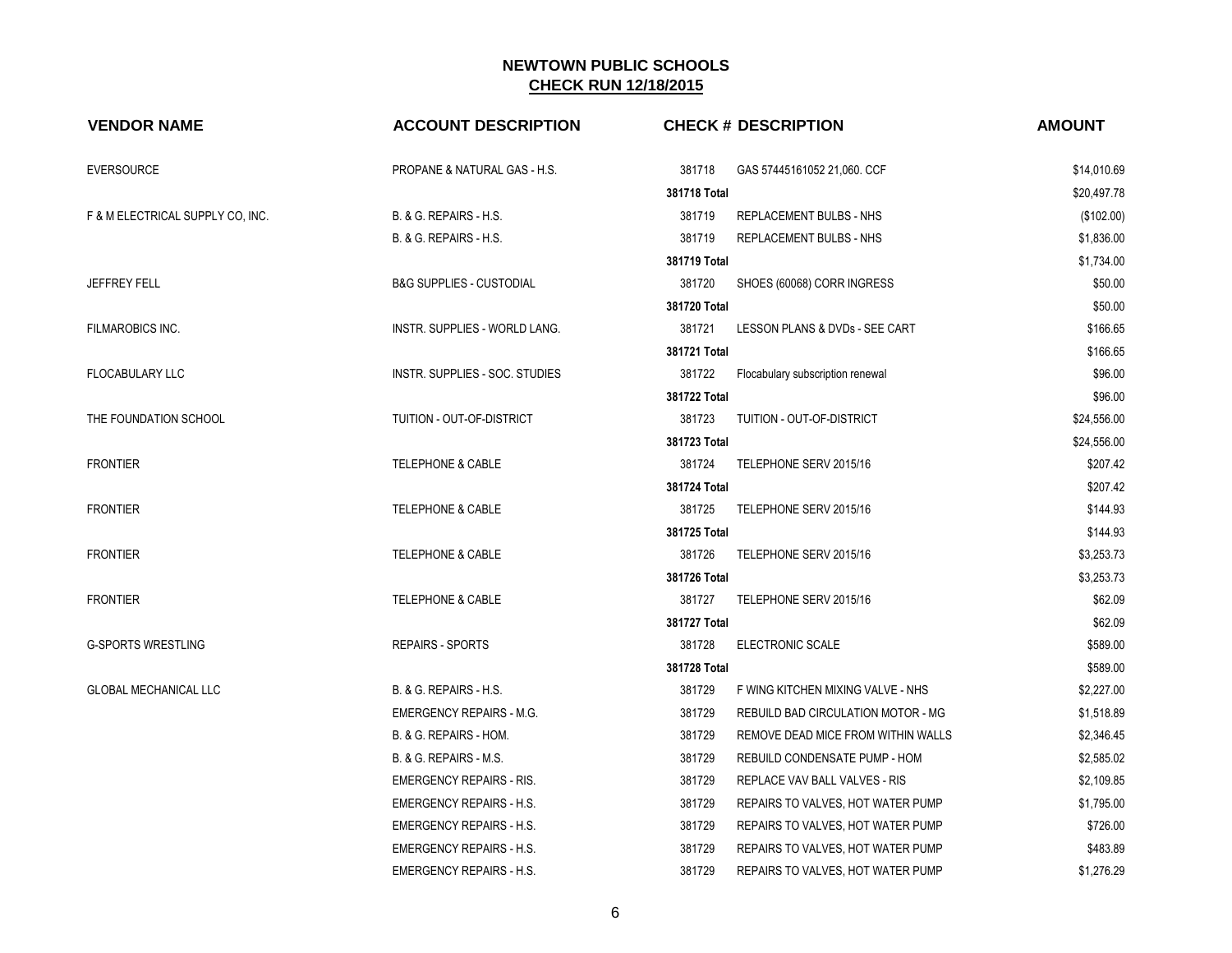## NEWTOWN PUBLIC SCHOOLS
## CHECK RUN 12/18/2015

| VENDOR NAME | ACCOUNT DESCRIPTION | CHECK # | DESCRIPTION | AMOUNT |
|---|---|---|---|---|
| EVERSOURCE | PROPANE & NATURAL GAS - H.S. | 381718 | GAS 57445161052 21,060. CCF | $14,010.69 |
| | | **381718 Total** | | $20,497.78 |
| F & M ELECTRICAL SUPPLY CO, INC. | B. & G. REPAIRS - H.S. | 381719 | REPLACEMENT BULBS - NHS | ($102.00) |
| | B. & G. REPAIRS - H.S. | 381719 | REPLACEMENT BULBS - NHS | $1,836.00 |
| | | **381719 Total** | | $1,734.00 |
| JEFFREY FELL | B&G SUPPLIES - CUSTODIAL | 381720 | SHOES (60068) CORR INGRESS | $50.00 |
| | | **381720 Total** | | $50.00 |
| FILMAROBICS INC. | INSTR. SUPPLIES - WORLD LANG. | 381721 | LESSON PLANS & DVDs - SEE CART | $166.65 |
| | | **381721 Total** | | $166.65 |
| FLOCABULARY LLC | INSTR. SUPPLIES - SOC. STUDIES | 381722 | Flocabulary subscription renewal | $96.00 |
| | | **381722 Total** | | $96.00 |
| THE FOUNDATION SCHOOL | TUITION - OUT-OF-DISTRICT | 381723 | TUITION - OUT-OF-DISTRICT | $24,556.00 |
| | | **381723 Total** | | $24,556.00 |
| FRONTIER | TELEPHONE & CABLE | 381724 | TELEPHONE SERV 2015/16 | $207.42 |
| | | **381724 Total** | | $207.42 |
| FRONTIER | TELEPHONE & CABLE | 381725 | TELEPHONE SERV 2015/16 | $144.93 |
| | | **381725 Total** | | $144.93 |
| FRONTIER | TELEPHONE & CABLE | 381726 | TELEPHONE SERV 2015/16 | $3,253.73 |
| | | **381726 Total** | | $3,253.73 |
| FRONTIER | TELEPHONE & CABLE | 381727 | TELEPHONE SERV 2015/16 | $62.09 |
| | | **381727 Total** | | $62.09 |
| G-SPORTS WRESTLING | REPAIRS - SPORTS | 381728 | ELECTRONIC SCALE | $589.00 |
| | | **381728 Total** | | $589.00 |
| GLOBAL MECHANICAL LLC | B. & G. REPAIRS - H.S. | 381729 | F WING KITCHEN MIXING VALVE - NHS | $2,227.00 |
| | EMERGENCY REPAIRS - M.G. | 381729 | REBUILD BAD CIRCULATION MOTOR - MG | $1,518.89 |
| | B. & G. REPAIRS - HOM. | 381729 | REMOVE DEAD MICE FROM WITHIN WALLS | $2,346.45 |
| | B. & G. REPAIRS - M.S. | 381729 | REBUILD CONDENSATE PUMP - HOM | $2,585.02 |
| | EMERGENCY REPAIRS - RIS. | 381729 | REPLACE VAV BALL VALVES - RIS | $2,109.85 |
| | EMERGENCY REPAIRS - H.S. | 381729 | REPAIRS TO VALVES, HOT WATER PUMP | $1,795.00 |
| | EMERGENCY REPAIRS - H.S. | 381729 | REPAIRS TO VALVES, HOT WATER PUMP | $726.00 |
| | EMERGENCY REPAIRS - H.S. | 381729 | REPAIRS TO VALVES, HOT WATER PUMP | $483.89 |
| | EMERGENCY REPAIRS - H.S. | 381729 | REPAIRS TO VALVES, HOT WATER PUMP | $1,276.29 |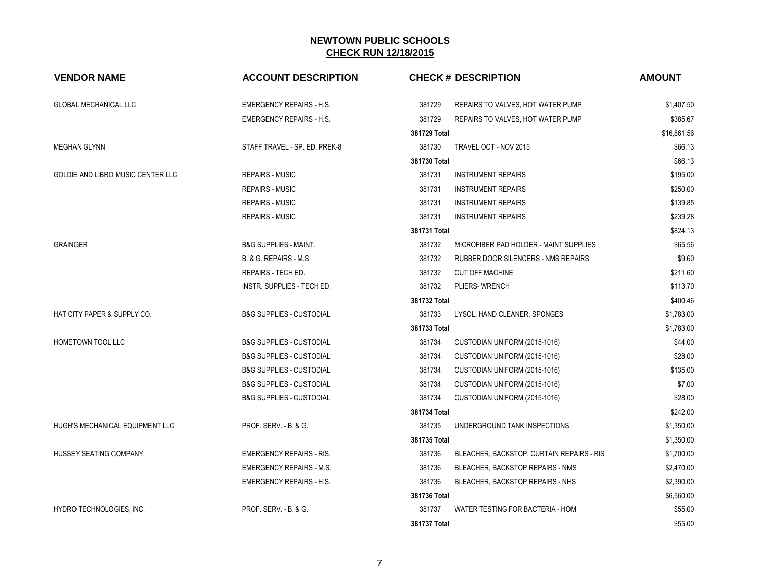# NEWTOWN PUBLIC SCHOOLS

## CHECK RUN 12/18/2015

| VENDOR NAME | ACCOUNT DESCRIPTION | CHECK # | DESCRIPTION | AMOUNT |
|---|---|---|---|---|
| GLOBAL MECHANICAL LLC | EMERGENCY REPAIRS - H.S. | 381729 | REPAIRS TO VALVES, HOT WATER PUMP | $1,407.50 |
| | EMERGENCY REPAIRS - H.S. | 381729 | REPAIRS TO VALVES, HOT WATER PUMP | $385.67 |
| | | **381729 Total** | | $16,861.56 |
| MEGHAN GLYNN | STAFF TRAVEL - SP. ED. PREK-8 | 381730 | TRAVEL OCT - NOV 2015 | $66.13 |
| | | **381730 Total** | | $66.13 |
| GOLDIE AND LIBRO MUSIC CENTER LLC | REPAIRS - MUSIC | 381731 | INSTRUMENT REPAIRS | $195.00 |
| | REPAIRS - MUSIC | 381731 | INSTRUMENT REPAIRS | $250.00 |
| | REPAIRS - MUSIC | 381731 | INSTRUMENT REPAIRS | $139.85 |
| | REPAIRS - MUSIC | 381731 | INSTRUMENT REPAIRS | $239.28 |
| | | **381731 Total** | | $824.13 |
| GRAINGER | B&G SUPPLIES - MAINT. | 381732 | MICROFIBER PAD HOLDER - MAINT SUPPLIES | $65.56 |
| | B. & G. REPAIRS - M.S. | 381732 | RUBBER DOOR SILENCERS - NMS REPAIRS | $9.60 |
| | REPAIRS - TECH ED. | 381732 | CUT OFF MACHINE | $211.60 |
| | INSTR. SUPPLIES - TECH ED. | 381732 | PLIERS- WRENCH | $113.70 |
| | | **381732 Total** | | $400.46 |
| HAT CITY PAPER & SUPPLY CO. | B&G SUPPLIES - CUSTODIAL | 381733 | LYSOL, HAND CLEANER, SPONGES | $1,783.00 |
| | | **381733 Total** | | $1,783.00 |
| HOMETOWN TOOL LLC | B&G SUPPLIES - CUSTODIAL | 381734 | CUSTODIAN UNIFORM (2015-1016) | $44.00 |
| | B&G SUPPLIES - CUSTODIAL | 381734 | CUSTODIAN UNIFORM (2015-1016) | $28.00 |
| | B&G SUPPLIES - CUSTODIAL | 381734 | CUSTODIAN UNIFORM (2015-1016) | $135.00 |
| | B&G SUPPLIES - CUSTODIAL | 381734 | CUSTODIAN UNIFORM (2015-1016) | $7.00 |
| | B&G SUPPLIES - CUSTODIAL | 381734 | CUSTODIAN UNIFORM (2015-1016) | $28.00 |
| | | **381734 Total** | | $242.00 |
| HUGH'S MECHANICAL EQUIPMENT LLC | PROF. SERV. - B. & G. | 381735 | UNDERGROUND TANK INSPECTIONS | $1,350.00 |
| | | **381735 Total** | | $1,350.00 |
| HUSSEY SEATING COMPANY | EMERGENCY REPAIRS - RIS. | 381736 | BLEACHER, BACKSTOP, CURTAIN REPAIRS - RIS | $1,700.00 |
| | EMERGENCY REPAIRS - M.S. | 381736 | BLEACHER, BACKSTOP REPAIRS - NMS | $2,470.00 |
| | EMERGENCY REPAIRS - H.S. | 381736 | BLEACHER, BACKSTOP REPAIRS - NHS | $2,390.00 |
| | | **381736 Total** | | $6,560.00 |
| HYDRO TECHNOLOGIES, INC. | PROF. SERV. - B. & G. | 381737 | WATER TESTING FOR BACTERIA - HOM | $55.00 |
| | | **381737 Total** | | $55.00 |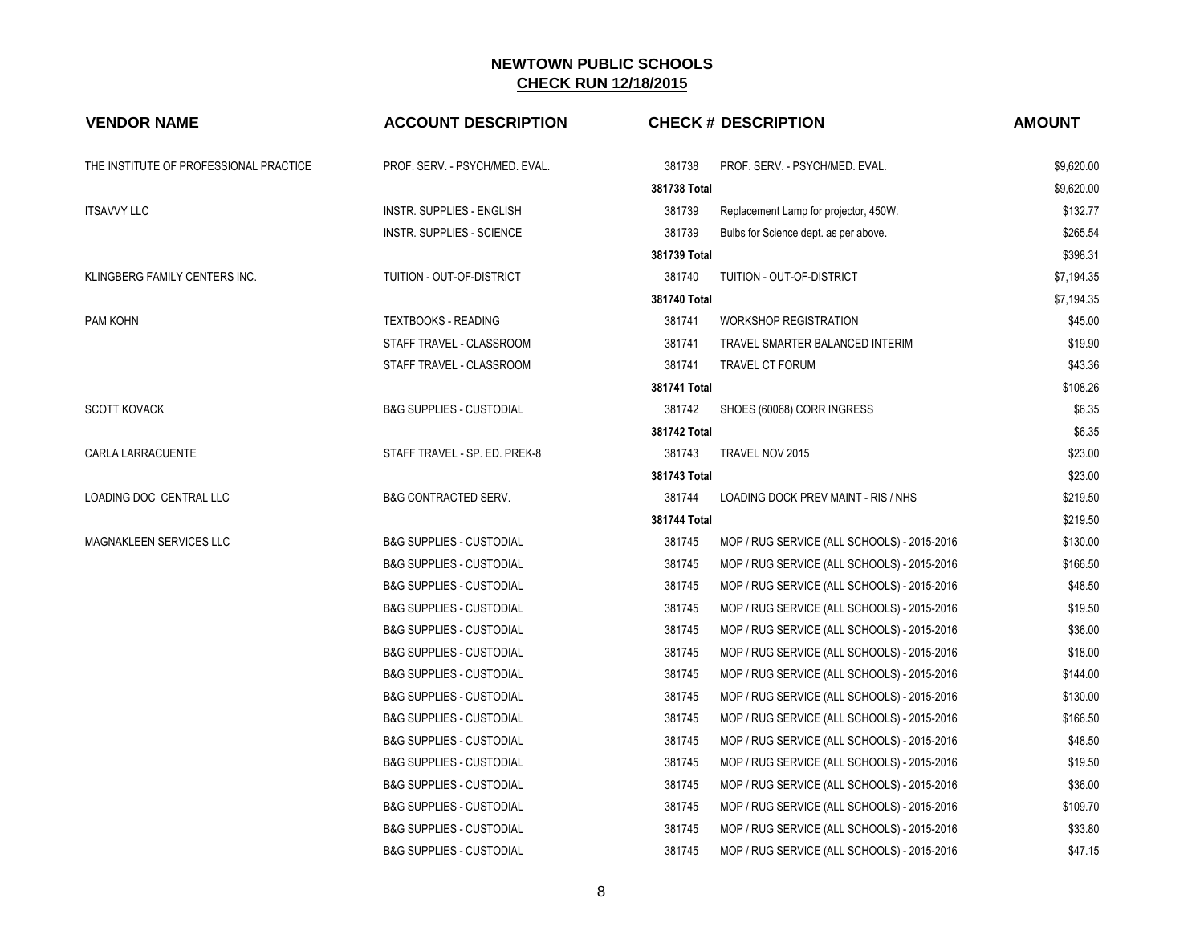# NEWTOWN PUBLIC SCHOOLS

## CHECK RUN 12/18/2015

| VENDOR NAME | ACCOUNT DESCRIPTION | CHECK # | DESCRIPTION | AMOUNT |
|---|---|---|---|---|
| THE INSTITUTE OF PROFESSIONAL PRACTICE | PROF. SERV. - PSYCH/MED. EVAL. | 381738 | PROF. SERV. - PSYCH/MED. EVAL. | $9,620.00 |
| | | 381738 Total | | $9,620.00 |
| ITSAVVY LLC | INSTR. SUPPLIES - ENGLISH | 381739 | Replacement Lamp for projector, 450W. | $132.77 |
| | INSTR. SUPPLIES - SCIENCE | 381739 | Bulbs for Science dept. as per above. | $265.54 |
| | | 381739 Total | | $398.31 |
| KLINGBERG FAMILY CENTERS INC. | TUITION - OUT-OF-DISTRICT | 381740 | TUITION - OUT-OF-DISTRICT | $7,194.35 |
| | | 381740 Total | | $7,194.35 |
| PAM KOHN | TEXTBOOKS - READING | 381741 | WORKSHOP REGISTRATION | $45.00 |
| | STAFF TRAVEL - CLASSROOM | 381741 | TRAVEL SMARTER BALANCED INTERIM | $19.90 |
| | STAFF TRAVEL - CLASSROOM | 381741 | TRAVEL CT FORUM | $43.36 |
| | | 381741 Total | | $108.26 |
| SCOTT KOVACK | B&G SUPPLIES - CUSTODIAL | 381742 | SHOES (60068) CORR INGRESS | $6.35 |
| | | 381742 Total | | $6.35 |
| CARLA LARRACUENTE | STAFF TRAVEL - SP. ED. PREK-8 | 381743 | TRAVEL NOV 2015 | $23.00 |
| | | 381743 Total | | $23.00 |
| LOADING DOC CENTRAL LLC | B&G CONTRACTED SERV. | 381744 | LOADING DOCK PREV MAINT - RIS / NHS | $219.50 |
| | | 381744 Total | | $219.50 |
| MAGNAKLEEN SERVICES LLC | B&G SUPPLIES - CUSTODIAL | 381745 | MOP / RUG SERVICE (ALL SCHOOLS) - 2015-2016 | $130.00 |
| | B&G SUPPLIES - CUSTODIAL | 381745 | MOP / RUG SERVICE (ALL SCHOOLS) - 2015-2016 | $166.50 |
| | B&G SUPPLIES - CUSTODIAL | 381745 | MOP / RUG SERVICE (ALL SCHOOLS) - 2015-2016 | $48.50 |
| | B&G SUPPLIES - CUSTODIAL | 381745 | MOP / RUG SERVICE (ALL SCHOOLS) - 2015-2016 | $19.50 |
| | B&G SUPPLIES - CUSTODIAL | 381745 | MOP / RUG SERVICE (ALL SCHOOLS) - 2015-2016 | $36.00 |
| | B&G SUPPLIES - CUSTODIAL | 381745 | MOP / RUG SERVICE (ALL SCHOOLS) - 2015-2016 | $18.00 |
| | B&G SUPPLIES - CUSTODIAL | 381745 | MOP / RUG SERVICE (ALL SCHOOLS) - 2015-2016 | $144.00 |
| | B&G SUPPLIES - CUSTODIAL | 381745 | MOP / RUG SERVICE (ALL SCHOOLS) - 2015-2016 | $130.00 |
| | B&G SUPPLIES - CUSTODIAL | 381745 | MOP / RUG SERVICE (ALL SCHOOLS) - 2015-2016 | $166.50 |
| | B&G SUPPLIES - CUSTODIAL | 381745 | MOP / RUG SERVICE (ALL SCHOOLS) - 2015-2016 | $48.50 |
| | B&G SUPPLIES - CUSTODIAL | 381745 | MOP / RUG SERVICE (ALL SCHOOLS) - 2015-2016 | $19.50 |
| | B&G SUPPLIES - CUSTODIAL | 381745 | MOP / RUG SERVICE (ALL SCHOOLS) - 2015-2016 | $36.00 |
| | B&G SUPPLIES - CUSTODIAL | 381745 | MOP / RUG SERVICE (ALL SCHOOLS) - 2015-2016 | $109.70 |
| | B&G SUPPLIES - CUSTODIAL | 381745 | MOP / RUG SERVICE (ALL SCHOOLS) - 2015-2016 | $33.80 |
| | B&G SUPPLIES - CUSTODIAL | 381745 | MOP / RUG SERVICE (ALL SCHOOLS) - 2015-2016 | $47.15 |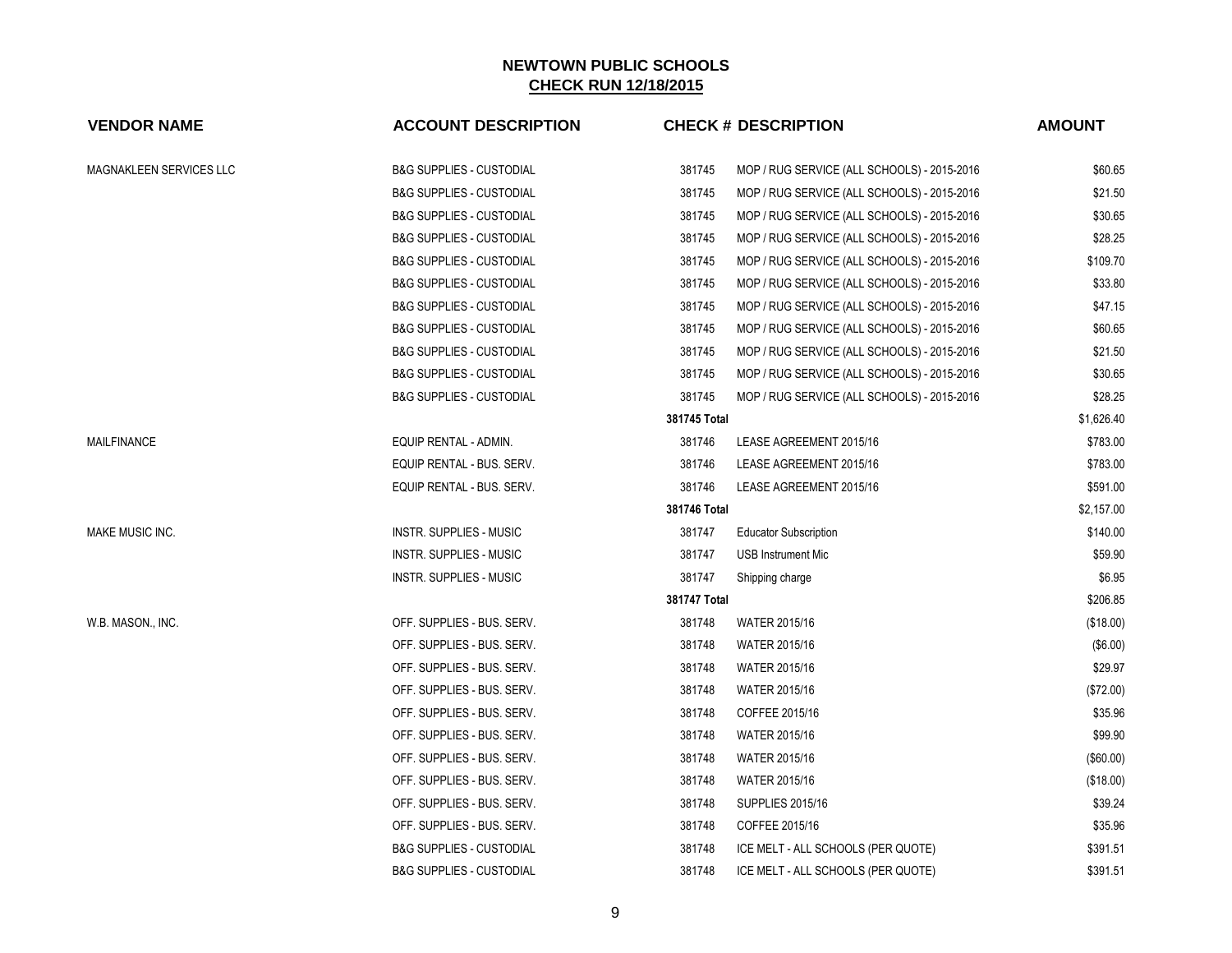## NEWTOWN PUBLIC SCHOOLS

**CHECK RUN 12/18/2015**

| VENDOR NAME | ACCOUNT DESCRIPTION | CHECK # | DESCRIPTION | AMOUNT |
|---|---|---|---|---|
| MAGNAKLEEN SERVICES LLC | B&G SUPPLIES - CUSTODIAL | 381745 | MOP / RUG SERVICE (ALL SCHOOLS) - 2015-2016 | $60.65 |
| | B&G SUPPLIES - CUSTODIAL | 381745 | MOP / RUG SERVICE (ALL SCHOOLS) - 2015-2016 | $21.50 |
| | B&G SUPPLIES - CUSTODIAL | 381745 | MOP / RUG SERVICE (ALL SCHOOLS) - 2015-2016 | $30.65 |
| | B&G SUPPLIES - CUSTODIAL | 381745 | MOP / RUG SERVICE (ALL SCHOOLS) - 2015-2016 | $28.25 |
| | B&G SUPPLIES - CUSTODIAL | 381745 | MOP / RUG SERVICE (ALL SCHOOLS) - 2015-2016 | $109.70 |
| | B&G SUPPLIES - CUSTODIAL | 381745 | MOP / RUG SERVICE (ALL SCHOOLS) - 2015-2016 | $33.80 |
| | B&G SUPPLIES - CUSTODIAL | 381745 | MOP / RUG SERVICE (ALL SCHOOLS) - 2015-2016 | $47.15 |
| | B&G SUPPLIES - CUSTODIAL | 381745 | MOP / RUG SERVICE (ALL SCHOOLS) - 2015-2016 | $60.65 |
| | B&G SUPPLIES - CUSTODIAL | 381745 | MOP / RUG SERVICE (ALL SCHOOLS) - 2015-2016 | $21.50 |
| | B&G SUPPLIES - CUSTODIAL | 381745 | MOP / RUG SERVICE (ALL SCHOOLS) - 2015-2016 | $30.65 |
| | B&G SUPPLIES - CUSTODIAL | 381745 | MOP / RUG SERVICE (ALL SCHOOLS) - 2015-2016 | $28.25 |
| | | **381745 Total** | | $1,626.40 |
| MAILFINANCE | EQUIP RENTAL - ADMIN. | 381746 | LEASE AGREEMENT 2015/16 | $783.00 |
| | EQUIP RENTAL - BUS. SERV. | 381746 | LEASE AGREEMENT 2015/16 | $783.00 |
| | EQUIP RENTAL - BUS. SERV. | 381746 | LEASE AGREEMENT 2015/16 | $591.00 |
| | | **381746 Total** | | $2,157.00 |
| MAKE MUSIC INC. | INSTR. SUPPLIES - MUSIC | 381747 | Educator Subscription | $140.00 |
| | INSTR. SUPPLIES - MUSIC | 381747 | USB Instrument Mic | $59.90 |
| | INSTR. SUPPLIES - MUSIC | 381747 | Shipping charge | $6.95 |
| | | **381747 Total** | | $206.85 |
| W.B. MASON., INC. | OFF. SUPPLIES - BUS. SERV. | 381748 | WATER 2015/16 | ($18.00) |
| | OFF. SUPPLIES - BUS. SERV. | 381748 | WATER 2015/16 | ($6.00) |
| | OFF. SUPPLIES - BUS. SERV. | 381748 | WATER 2015/16 | $29.97 |
| | OFF. SUPPLIES - BUS. SERV. | 381748 | WATER 2015/16 | ($72.00) |
| | OFF. SUPPLIES - BUS. SERV. | 381748 | COFFEE 2015/16 | $35.96 |
| | OFF. SUPPLIES - BUS. SERV. | 381748 | WATER 2015/16 | $99.90 |
| | OFF. SUPPLIES - BUS. SERV. | 381748 | WATER 2015/16 | ($60.00) |
| | OFF. SUPPLIES - BUS. SERV. | 381748 | WATER 2015/16 | ($18.00) |
| | OFF. SUPPLIES - BUS. SERV. | 381748 | SUPPLIES 2015/16 | $39.24 |
| | OFF. SUPPLIES - BUS. SERV. | 381748 | COFFEE 2015/16 | $35.96 |
| | B&G SUPPLIES - CUSTODIAL | 381748 | ICE MELT - ALL SCHOOLS (PER QUOTE) | $391.51 |
| | B&G SUPPLIES - CUSTODIAL | 381748 | ICE MELT - ALL SCHOOLS (PER QUOTE) | $391.51 |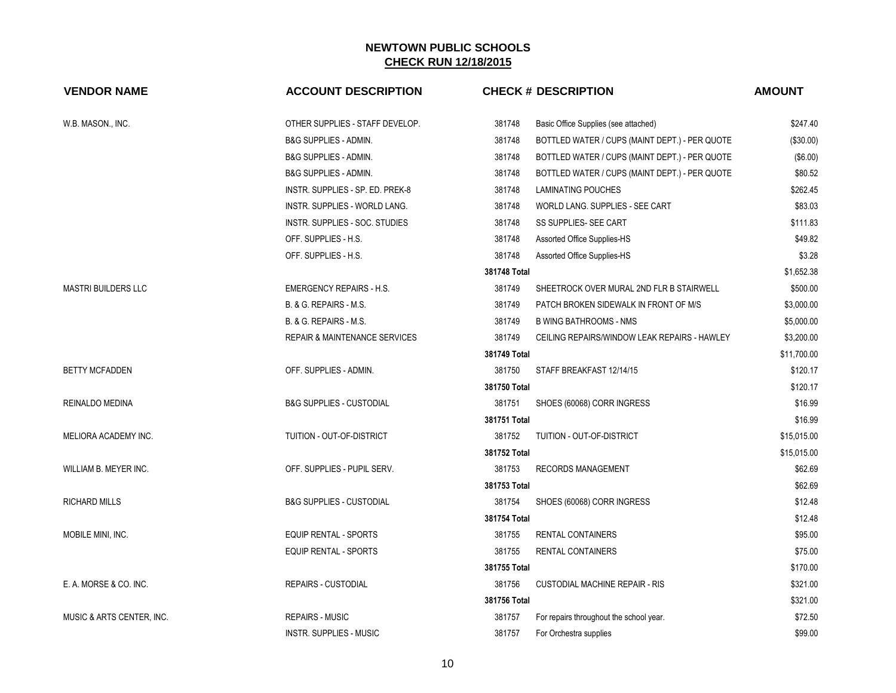# NEWTOWN PUBLIC SCHOOLS

## CHECK RUN 12/18/2015

| VENDOR NAME | ACCOUNT DESCRIPTION | CHECK # | DESCRIPTION | AMOUNT |
|---|---|---|---|---|
| W.B. MASON., INC. | OTHER SUPPLIES - STAFF DEVELOP. | 381748 | Basic Office Supplies (see attached) | $247.40 |
| | B&G SUPPLIES - ADMIN. | 381748 | BOTTLED WATER / CUPS (MAINT DEPT.) - PER QUOTE | ($30.00) |
| | B&G SUPPLIES - ADMIN. | 381748 | BOTTLED WATER / CUPS (MAINT DEPT.) - PER QUOTE | ($6.00) |
| | B&G SUPPLIES - ADMIN. | 381748 | BOTTLED WATER / CUPS (MAINT DEPT.) - PER QUOTE | $80.52 |
| | INSTR. SUPPLIES - SP. ED. PREK-8 | 381748 | LAMINATING POUCHES | $262.45 |
| | INSTR. SUPPLIES - WORLD LANG. | 381748 | WORLD LANG. SUPPLIES - SEE CART | $83.03 |
| | INSTR. SUPPLIES - SOC. STUDIES | 381748 | SS SUPPLIES- SEE CART | $111.83 |
| | OFF. SUPPLIES - H.S. | 381748 | Assorted Office Supplies-HS | $49.82 |
| | OFF. SUPPLIES - H.S. | 381748 | Assorted Office Supplies-HS | $3.28 |
| | | **381748 Total** | | $1,652.38 |
| MASTRI BUILDERS LLC | EMERGENCY REPAIRS - H.S. | 381749 | SHEETROCK OVER MURAL 2ND FLR B STAIRWELL | $500.00 |
| | B. & G. REPAIRS - M.S. | 381749 | PATCH BROKEN SIDEWALK IN FRONT OF M/S | $3,000.00 |
| | B. & G. REPAIRS - M.S. | 381749 | B WING BATHROOMS - NMS | $5,000.00 |
| | REPAIR & MAINTENANCE SERVICES | 381749 | CEILING REPAIRS/WINDOW LEAK REPAIRS - HAWLEY | $3,200.00 |
| | | **381749 Total** | | $11,700.00 |
| BETTY MCFADDEN | OFF. SUPPLIES - ADMIN. | 381750 | STAFF BREAKFAST 12/14/15 | $120.17 |
| | | **381750 Total** | | $120.17 |
| REINALDO MEDINA | B&G SUPPLIES - CUSTODIAL | 381751 | SHOES (60068) CORR INGRESS | $16.99 |
| | | **381751 Total** | | $16.99 |
| MELIORA ACADEMY INC. | TUITION - OUT-OF-DISTRICT | 381752 | TUITION - OUT-OF-DISTRICT | $15,015.00 |
| | | **381752 Total** | | $15,015.00 |
| WILLIAM B. MEYER INC. | OFF. SUPPLIES - PUPIL SERV. | 381753 | RECORDS MANAGEMENT | $62.69 |
| | | **381753 Total** | | $62.69 |
| RICHARD MILLS | B&G SUPPLIES - CUSTODIAL | 381754 | SHOES (60068) CORR INGRESS | $12.48 |
| | | **381754 Total** | | $12.48 |
| MOBILE MINI, INC. | EQUIP RENTAL - SPORTS | 381755 | RENTAL CONTAINERS | $95.00 |
| | EQUIP RENTAL - SPORTS | 381755 | RENTAL CONTAINERS | $75.00 |
| | | **381755 Total** | | $170.00 |
| E. A. MORSE & CO. INC. | REPAIRS - CUSTODIAL | 381756 | CUSTODIAL MACHINE REPAIR - RIS | $321.00 |
| | | **381756 Total** | | $321.00 |
| MUSIC & ARTS CENTER, INC. | REPAIRS - MUSIC | 381757 | For repairs throughout the school year. | $72.50 |
| | INSTR. SUPPLIES - MUSIC | 381757 | For Orchestra supplies | $99.00 |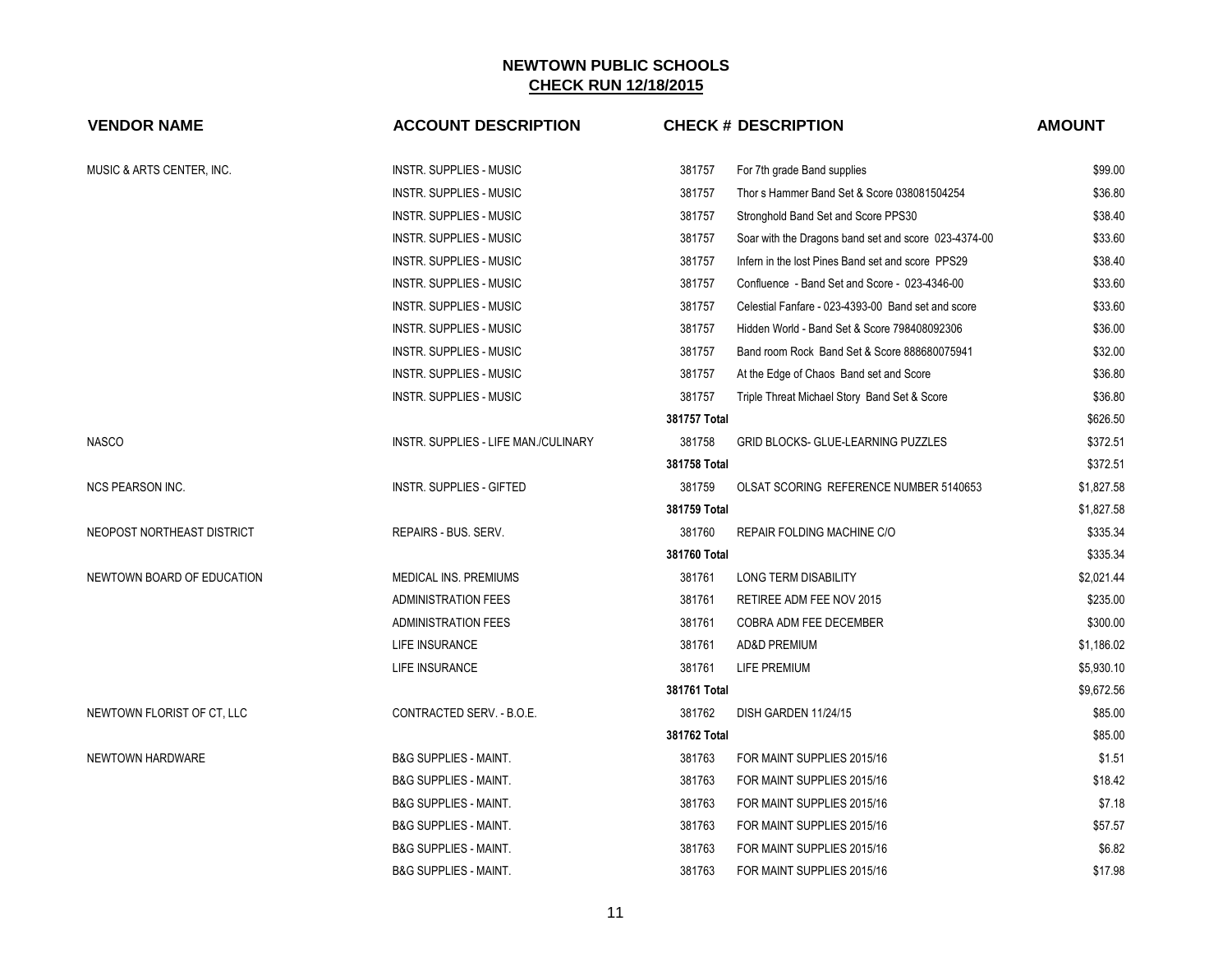# NEWTOWN PUBLIC SCHOOLS
## CHECK RUN 12/18/2015

| VENDOR NAME | ACCOUNT DESCRIPTION | CHECK # | DESCRIPTION | AMOUNT |
|---|---|---|---|---|
| MUSIC & ARTS CENTER, INC. | INSTR. SUPPLIES - MUSIC | 381757 | For 7th grade Band supplies | $99.00 |
| | INSTR. SUPPLIES - MUSIC | 381757 | Thor s Hammer Band Set & Score 038081504254 | $36.80 |
| | INSTR. SUPPLIES - MUSIC | 381757 | Stronghold Band Set and Score PPS30 | $38.40 |
| | INSTR. SUPPLIES - MUSIC | 381757 | Soar with the Dragons band set and score 023-4374-00 | $33.60 |
| | INSTR. SUPPLIES - MUSIC | 381757 | Infern in the lost Pines Band set and score PPS29 | $38.40 |
| | INSTR. SUPPLIES - MUSIC | 381757 | Confluence - Band Set and Score - 023-4346-00 | $33.60 |
| | INSTR. SUPPLIES - MUSIC | 381757 | Celestial Fanfare - 023-4393-00 Band set and score | $33.60 |
| | INSTR. SUPPLIES - MUSIC | 381757 | Hidden World - Band Set & Score 798408092306 | $36.00 |
| | INSTR. SUPPLIES - MUSIC | 381757 | Band room Rock Band Set & Score 888680075941 | $32.00 |
| | INSTR. SUPPLIES - MUSIC | 381757 | At the Edge of Chaos Band set and Score | $36.80 |
| | INSTR. SUPPLIES - MUSIC | 381757 | Triple Threat Michael Story Band Set & Score | $36.80 |
| | | 381757 Total | | $626.50 |
| NASCO | INSTR. SUPPLIES - LIFE MAN./CULINARY | 381758 | GRID BLOCKS- GLUE-LEARNING PUZZLES | $372.51 |
| | | 381758 Total | | $372.51 |
| NCS PEARSON INC. | INSTR. SUPPLIES - GIFTED | 381759 | OLSAT SCORING REFERENCE NUMBER 5140653 | $1,827.58 |
| | | 381759 Total | | $1,827.58 |
| NEOPOST NORTHEAST DISTRICT | REPAIRS - BUS. SERV. | 381760 | REPAIR FOLDING MACHINE C/O | $335.34 |
| | | 381760 Total | | $335.34 |
| NEWTOWN BOARD OF EDUCATION | MEDICAL INS. PREMIUMS | 381761 | LONG TERM DISABILITY | $2,021.44 |
| | ADMINISTRATION FEES | 381761 | RETIREE ADM FEE NOV 2015 | $235.00 |
| | ADMINISTRATION FEES | 381761 | COBRA ADM FEE DECEMBER | $300.00 |
| | LIFE INSURANCE | 381761 | AD&D PREMIUM | $1,186.02 |
| | LIFE INSURANCE | 381761 | LIFE PREMIUM | $5,930.10 |
| | | 381761 Total | | $9,672.56 |
| NEWTOWN FLORIST OF CT, LLC | CONTRACTED SERV. - B.O.E. | 381762 | DISH GARDEN 11/24/15 | $85.00 |
| | | 381762 Total | | $85.00 |
| NEWTOWN HARDWARE | B&G SUPPLIES - MAINT. | 381763 | FOR MAINT SUPPLIES 2015/16 | $1.51 |
| | B&G SUPPLIES - MAINT. | 381763 | FOR MAINT SUPPLIES 2015/16 | $18.42 |
| | B&G SUPPLIES - MAINT. | 381763 | FOR MAINT SUPPLIES 2015/16 | $7.18 |
| | B&G SUPPLIES - MAINT. | 381763 | FOR MAINT SUPPLIES 2015/16 | $57.57 |
| | B&G SUPPLIES - MAINT. | 381763 | FOR MAINT SUPPLIES 2015/16 | $6.82 |
| | B&G SUPPLIES - MAINT. | 381763 | FOR MAINT SUPPLIES 2015/16 | $17.98 |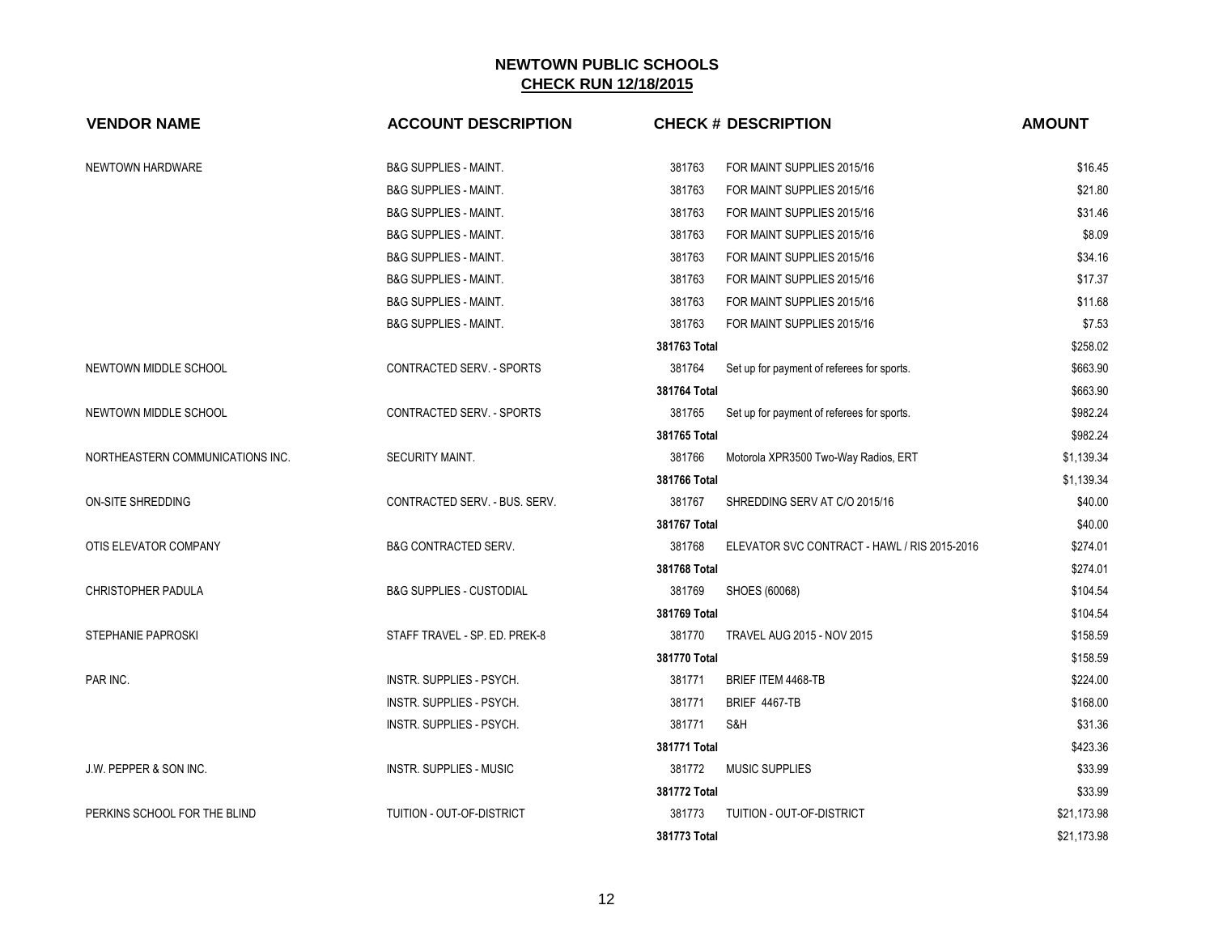# NEWTOWN PUBLIC SCHOOLS

## CHECK RUN 12/18/2015

| VENDOR NAME | ACCOUNT DESCRIPTION | CHECK # | DESCRIPTION | AMOUNT |
|---|---|---|---|---|
| NEWTOWN HARDWARE | B&G SUPPLIES - MAINT. | 381763 | FOR MAINT SUPPLIES 2015/16 | $16.45 |
| | B&G SUPPLIES - MAINT. | 381763 | FOR MAINT SUPPLIES 2015/16 | $21.80 |
| | B&G SUPPLIES - MAINT. | 381763 | FOR MAINT SUPPLIES 2015/16 | $31.46 |
| | B&G SUPPLIES - MAINT. | 381763 | FOR MAINT SUPPLIES 2015/16 | $8.09 |
| | B&G SUPPLIES - MAINT. | 381763 | FOR MAINT SUPPLIES 2015/16 | $34.16 |
| | B&G SUPPLIES - MAINT. | 381763 | FOR MAINT SUPPLIES 2015/16 | $17.37 |
| | B&G SUPPLIES - MAINT. | 381763 | FOR MAINT SUPPLIES 2015/16 | $11.68 |
| | B&G SUPPLIES - MAINT. | 381763 | FOR MAINT SUPPLIES 2015/16 | $7.53 |
| | | **381763 Total** | | $258.02 |
| NEWTOWN MIDDLE SCHOOL | CONTRACTED SERV. - SPORTS | 381764 | Set up for payment of referees for sports. | $663.90 |
| | | **381764 Total** | | $663.90 |
| NEWTOWN MIDDLE SCHOOL | CONTRACTED SERV. - SPORTS | 381765 | Set up for payment of referees for sports. | $982.24 |
| | | **381765 Total** | | $982.24 |
| NORTHEASTERN COMMUNICATIONS INC. | SECURITY MAINT. | 381766 | Motorola XPR3500 Two-Way Radios, ERT | $1,139.34 |
| | | **381766 Total** | | $1,139.34 |
| ON-SITE SHREDDING | CONTRACTED SERV. - BUS. SERV. | 381767 | SHREDDING SERV AT C/O 2015/16 | $40.00 |
| | | **381767 Total** | | $40.00 |
| OTIS ELEVATOR COMPANY | B&G CONTRACTED SERV. | 381768 | ELEVATOR SVC CONTRACT - HAWL / RIS 2015-2016 | $274.01 |
| | | **381768 Total** | | $274.01 |
| CHRISTOPHER PADULA | B&G SUPPLIES - CUSTODIAL | 381769 | SHOES (60068) | $104.54 |
| | | **381769 Total** | | $104.54 |
| STEPHANIE PAPROSKI | STAFF TRAVEL - SP. ED. PREK-8 | 381770 | TRAVEL AUG 2015 - NOV 2015 | $158.59 |
| | | **381770 Total** | | $158.59 |
| PAR INC. | INSTR. SUPPLIES - PSYCH. | 381771 | BRIEF ITEM 4468-TB | $224.00 |
| | INSTR. SUPPLIES - PSYCH. | 381771 | BRIEF 4467-TB | $168.00 |
| | INSTR. SUPPLIES - PSYCH. | 381771 | S&H | $31.36 |
| | | **381771 Total** | | $423.36 |
| J.W. PEPPER & SON INC. | INSTR. SUPPLIES - MUSIC | 381772 | MUSIC SUPPLIES | $33.99 |
| | | **381772 Total** | | $33.99 |
| PERKINS SCHOOL FOR THE BLIND | TUITION - OUT-OF-DISTRICT | 381773 | TUITION - OUT-OF-DISTRICT | $21,173.98 |
| | | **381773 Total** | | $21,173.98 |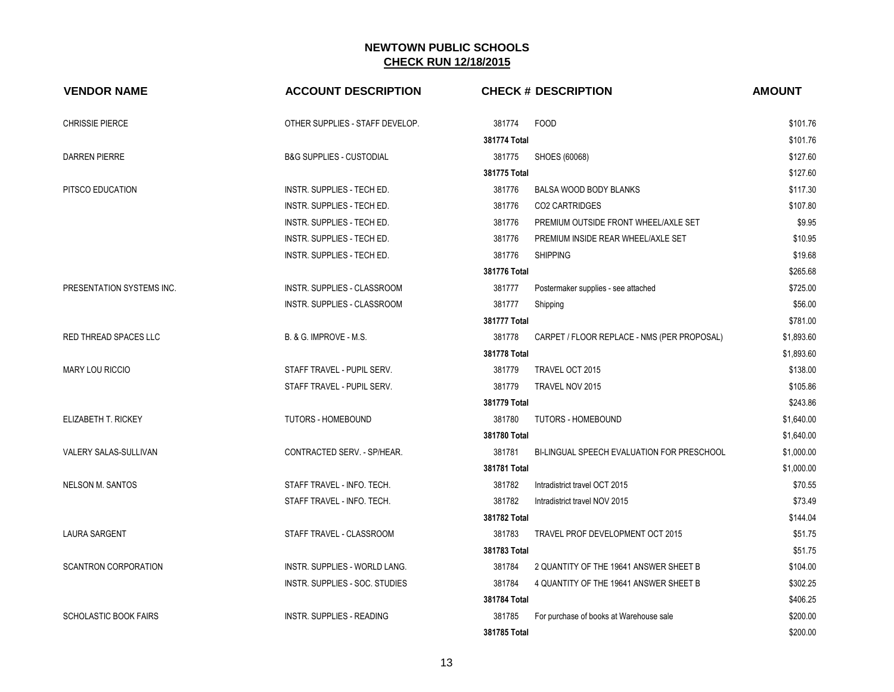# NEWTOWN PUBLIC SCHOOLS

## CHECK RUN 12/18/2015

| VENDOR NAME | ACCOUNT DESCRIPTION | CHECK # | DESCRIPTION | AMOUNT |
|---|---|---|---|---|
| CHRISSIE PIERCE | OTHER SUPPLIES - STAFF DEVELOP. | 381774 | FOOD | $101.76 |
| | | **381774 Total** | | $101.76 |
| DARREN PIERRE | B&G SUPPLIES - CUSTODIAL | 381775 | SHOES (60068) | $127.60 |
| | | **381775 Total** | | $127.60 |
| PITSCO EDUCATION | INSTR. SUPPLIES - TECH ED. | 381776 | BALSA WOOD BODY BLANKS | $117.30 |
| | INSTR. SUPPLIES - TECH ED. | 381776 | CO2 CARTRIDGES | $107.80 |
| | INSTR. SUPPLIES - TECH ED. | 381776 | PREMIUM OUTSIDE FRONT WHEEL/AXLE SET | $9.95 |
| | INSTR. SUPPLIES - TECH ED. | 381776 | PREMIUM INSIDE REAR WHEEL/AXLE SET | $10.95 |
| | INSTR. SUPPLIES - TECH ED. | 381776 | SHIPPING | $19.68 |
| | | **381776 Total** | | $265.68 |
| PRESENTATION SYSTEMS INC. | INSTR. SUPPLIES - CLASSROOM | 381777 | Postermaker supplies - see attached | $725.00 |
| | INSTR. SUPPLIES - CLASSROOM | 381777 | Shipping | $56.00 |
| | | **381777 Total** | | $781.00 |
| RED THREAD SPACES LLC | B. & G. IMPROVE - M.S. | 381778 | CARPET / FLOOR REPLACE - NMS (PER PROPOSAL) | $1,893.60 |
| | | **381778 Total** | | $1,893.60 |
| MARY LOU RICCIO | STAFF TRAVEL - PUPIL SERV. | 381779 | TRAVEL OCT 2015 | $138.00 |
| | STAFF TRAVEL - PUPIL SERV. | 381779 | TRAVEL NOV 2015 | $105.86 |
| | | **381779 Total** | | $243.86 |
| ELIZABETH T. RICKEY | TUTORS - HOMEBOUND | 381780 | TUTORS - HOMEBOUND | $1,640.00 |
| | | **381780 Total** | | $1,640.00 |
| VALERY SALAS-SULLIVAN | CONTRACTED SERV. - SP/HEAR. | 381781 | BI-LINGUAL SPEECH EVALUATION FOR PRESCHOOL | $1,000.00 |
| | | **381781 Total** | | $1,000.00 |
| NELSON M. SANTOS | STAFF TRAVEL - INFO. TECH. | 381782 | Intradistrict travel OCT 2015 | $70.55 |
| | STAFF TRAVEL - INFO. TECH. | 381782 | Intradistrict travel NOV 2015 | $73.49 |
| | | **381782 Total** | | $144.04 |
| LAURA SARGENT | STAFF TRAVEL - CLASSROOM | 381783 | TRAVEL PROF DEVELOPMENT OCT 2015 | $51.75 |
| | | **381783 Total** | | $51.75 |
| SCANTRON CORPORATION | INSTR. SUPPLIES - WORLD LANG. | 381784 | 2 QUANTITY OF THE 19641 ANSWER SHEET B | $104.00 |
| | INSTR. SUPPLIES - SOC. STUDIES | 381784 | 4 QUANTITY OF THE 19641 ANSWER SHEET B | $302.25 |
| | | **381784 Total** | | $406.25 |
| SCHOLASTIC BOOK FAIRS | INSTR. SUPPLIES - READING | 381785 | For purchase of books at Warehouse sale | $200.00 |
| | | **381785 Total** | | $200.00 |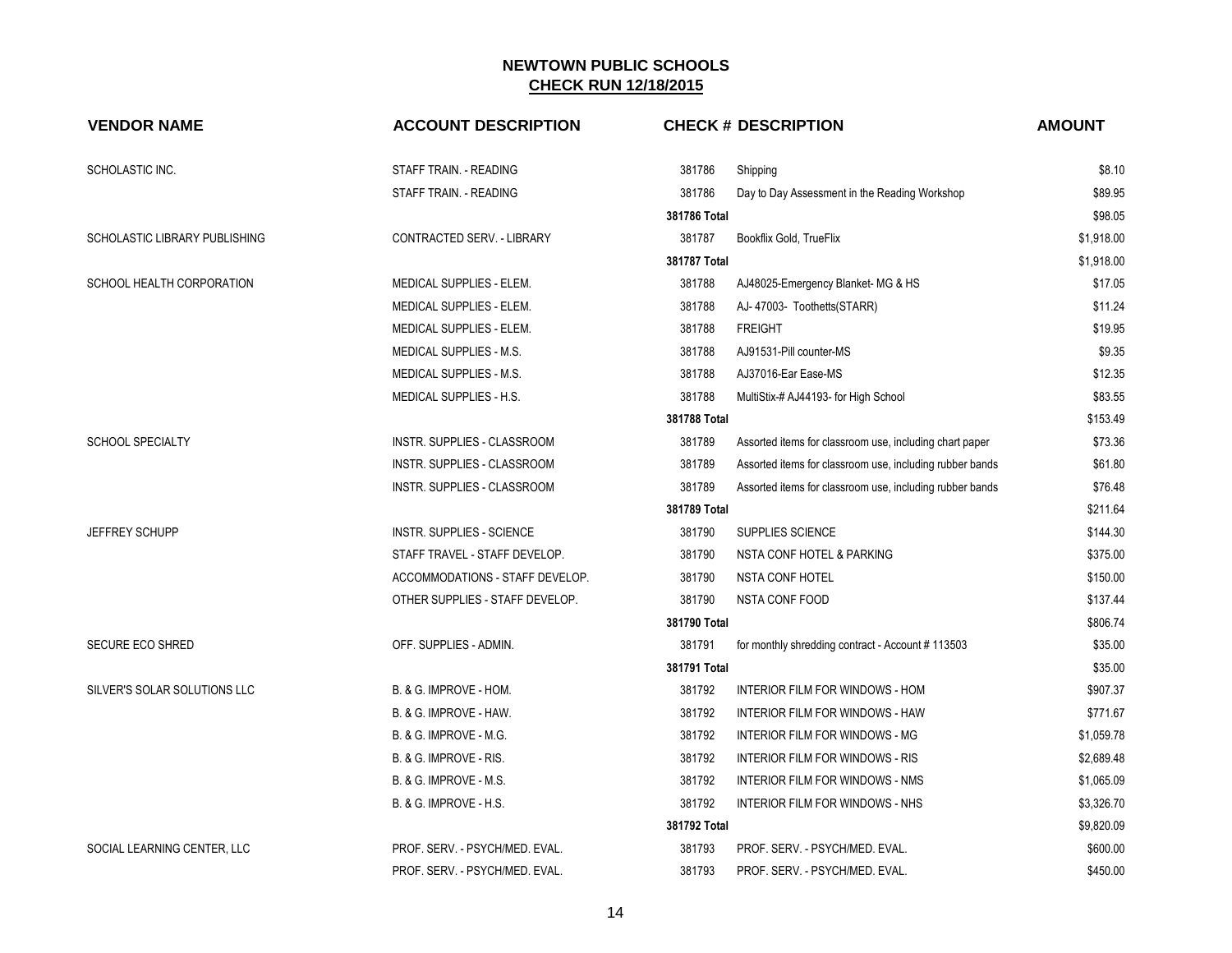# NEWTOWN PUBLIC SCHOOLS
## CHECK RUN 12/18/2015

| VENDOR NAME | ACCOUNT DESCRIPTION | CHECK # | DESCRIPTION | AMOUNT |
|---|---|---|---|---|
| SCHOLASTIC INC. | STAFF TRAIN. - READING | 381786 | Shipping | $8.10 |
| | STAFF TRAIN. - READING | 381786 | Day to Day Assessment in the Reading Workshop | $89.95 |
| | | **381786 Total** | | $98.05 |
| SCHOLASTIC LIBRARY PUBLISHING | CONTRACTED SERV. - LIBRARY | 381787 | Bookflix Gold, TrueFlix | $1,918.00 |
| | | **381787 Total** | | $1,918.00 |
| SCHOOL HEALTH CORPORATION | MEDICAL SUPPLIES - ELEM. | 381788 | AJ48025-Emergency Blanket- MG & HS | $17.05 |
| | MEDICAL SUPPLIES - ELEM. | 381788 | AJ- 47003- Toothetts(STARR) | $11.24 |
| | MEDICAL SUPPLIES - ELEM. | 381788 | FREIGHT | $19.95 |
| | MEDICAL SUPPLIES - M.S. | 381788 | AJ91531-Pill counter-MS | $9.35 |
| | MEDICAL SUPPLIES - M.S. | 381788 | AJ37016-Ear Ease-MS | $12.35 |
| | MEDICAL SUPPLIES - H.S. | 381788 | MultiStix-# AJ44193- for High School | $83.55 |
| | | **381788 Total** | | $153.49 |
| SCHOOL SPECIALTY | INSTR. SUPPLIES - CLASSROOM | 381789 | Assorted items for classroom use, including chart paper | $73.36 |
| | INSTR. SUPPLIES - CLASSROOM | 381789 | Assorted items for classroom use, including rubber bands | $61.80 |
| | INSTR. SUPPLIES - CLASSROOM | 381789 | Assorted items for classroom use, including rubber bands | $76.48 |
| | | **381789 Total** | | $211.64 |
| JEFFREY SCHUPP | INSTR. SUPPLIES - SCIENCE | 381790 | SUPPLIES SCIENCE | $144.30 |
| | STAFF TRAVEL - STAFF DEVELOP. | 381790 | NSTA CONF HOTEL & PARKING | $375.00 |
| | ACCOMMODATIONS - STAFF DEVELOP. | 381790 | NSTA CONF HOTEL | $150.00 |
| | OTHER SUPPLIES - STAFF DEVELOP. | 381790 | NSTA CONF FOOD | $137.44 |
| | | **381790 Total** | | $806.74 |
| SECURE ECO SHRED | OFF. SUPPLIES - ADMIN. | 381791 | for monthly shredding contract - Account # 113503 | $35.00 |
| | | **381791 Total** | | $35.00 |
| SILVER'S SOLAR SOLUTIONS LLC | B. & G. IMPROVE - HOM. | 381792 | INTERIOR FILM FOR WINDOWS - HOM | $907.37 |
| | B. & G. IMPROVE - HAW. | 381792 | INTERIOR FILM FOR WINDOWS - HAW | $771.67 |
| | B. & G. IMPROVE - M.G. | 381792 | INTERIOR FILM FOR WINDOWS - MG | $1,059.78 |
| | B. & G. IMPROVE - RIS. | 381792 | INTERIOR FILM FOR WINDOWS - RIS | $2,689.48 |
| | B. & G. IMPROVE - M.S. | 381792 | INTERIOR FILM FOR WINDOWS - NMS | $1,065.09 |
| | B. & G. IMPROVE - H.S. | 381792 | INTERIOR FILM FOR WINDOWS - NHS | $3,326.70 |
| | | **381792 Total** | | $9,820.09 |
| SOCIAL LEARNING CENTER, LLC | PROF. SERV. - PSYCH/MED. EVAL. | 381793 | PROF. SERV. - PSYCH/MED. EVAL. | $600.00 |
| | PROF. SERV. - PSYCH/MED. EVAL. | 381793 | PROF. SERV. - PSYCH/MED. EVAL. | $450.00 |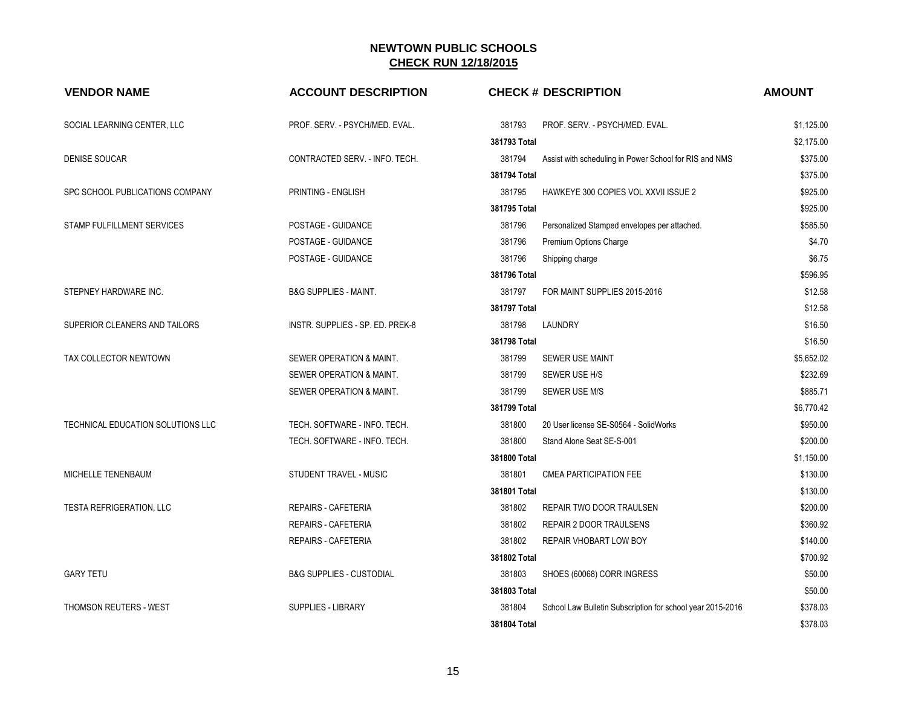# NEWTOWN PUBLIC SCHOOLS

## CHECK RUN 12/18/2015

| VENDOR NAME | ACCOUNT DESCRIPTION | CHECK # | DESCRIPTION | AMOUNT |
|---|---|---|---|---|
| SOCIAL LEARNING CENTER, LLC | PROF. SERV. - PSYCH/MED. EVAL. | 381793 | PROF. SERV. - PSYCH/MED. EVAL. | $1,125.00 |
| | | 381793 Total | | $2,175.00 |
| DENISE SOUCAR | CONTRACTED SERV. - INFO. TECH. | 381794 | Assist with scheduling in Power School for RIS and NMS | $375.00 |
| | | 381794 Total | | $375.00 |
| SPC SCHOOL PUBLICATIONS COMPANY | PRINTING - ENGLISH | 381795 | HAWKEYE 300 COPIES VOL XXVII ISSUE 2 | $925.00 |
| | | 381795 Total | | $925.00 |
| STAMP FULFILLMENT SERVICES | POSTAGE - GUIDANCE | 381796 | Personalized Stamped envelopes per attached. | $585.50 |
| | POSTAGE - GUIDANCE | 381796 | Premium Options Charge | $4.70 |
| | POSTAGE - GUIDANCE | 381796 | Shipping charge | $6.75 |
| | | 381796 Total | | $596.95 |
| STEPNEY HARDWARE INC. | B&G SUPPLIES - MAINT. | 381797 | FOR MAINT SUPPLIES 2015-2016 | $12.58 |
| | | 381797 Total | | $12.58 |
| SUPERIOR CLEANERS AND TAILORS | INSTR. SUPPLIES - SP. ED. PREK-8 | 381798 | LAUNDRY | $16.50 |
| | | 381798 Total | | $16.50 |
| TAX COLLECTOR NEWTOWN | SEWER OPERATION & MAINT. | 381799 | SEWER USE MAINT | $5,652.02 |
| | SEWER OPERATION & MAINT. | 381799 | SEWER USE H/S | $232.69 |
| | SEWER OPERATION & MAINT. | 381799 | SEWER USE M/S | $885.71 |
| | | 381799 Total | | $6,770.42 |
| TECHNICAL EDUCATION SOLUTIONS LLC | TECH. SOFTWARE - INFO. TECH. | 381800 | 20 User license SE-S0564 - SolidWorks | $950.00 |
| | TECH. SOFTWARE - INFO. TECH. | 381800 | Stand Alone Seat SE-S-001 | $200.00 |
| | | 381800 Total | | $1,150.00 |
| MICHELLE TENENBAUM | STUDENT TRAVEL - MUSIC | 381801 | CMEA PARTICIPATION FEE | $130.00 |
| | | 381801 Total | | $130.00 |
| TESTA REFRIGERATION, LLC | REPAIRS - CAFETERIA | 381802 | REPAIR TWO DOOR TRAULSEN | $200.00 |
| | REPAIRS - CAFETERIA | 381802 | REPAIR 2 DOOR TRAULSENS | $360.92 |
| | REPAIRS - CAFETERIA | 381802 | REPAIR VHOBART LOW BOY | $140.00 |
| | | 381802 Total | | $700.92 |
| GARY TETU | B&G SUPPLIES - CUSTODIAL | 381803 | SHOES (60068) CORR INGRESS | $50.00 |
| | | 381803 Total | | $50.00 |
| THOMSON REUTERS - WEST | SUPPLIES - LIBRARY | 381804 | School Law Bulletin Subscription for school year 2015-2016 | $378.03 |
| | | 381804 Total | | $378.03 |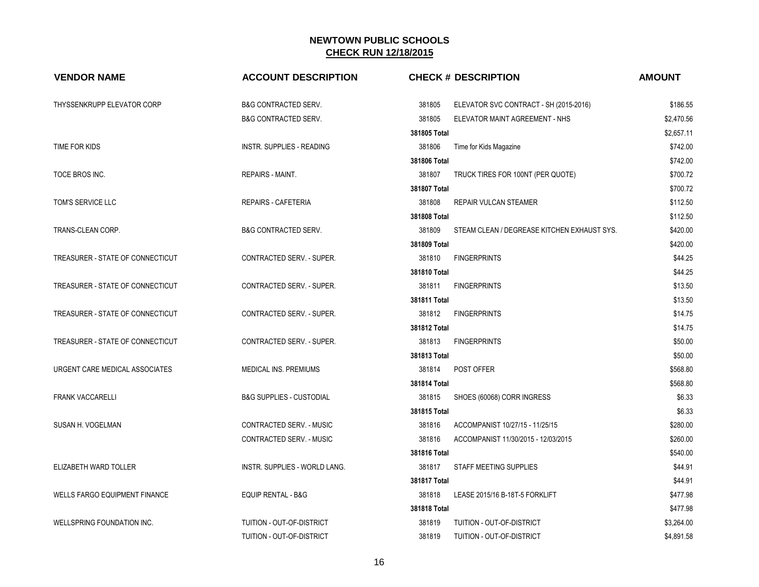## NEWTOWN PUBLIC SCHOOLS

## CHECK RUN 12/18/2015

| VENDOR NAME | ACCOUNT DESCRIPTION | CHECK # | DESCRIPTION | AMOUNT |
|---|---|---|---|---|
| THYSSENKRUPP ELEVATOR CORP | B&G CONTRACTED SERV. | 381805 | ELEVATOR SVC CONTRACT - SH (2015-2016) | $186.55 |
| | B&G CONTRACTED SERV. | 381805 | ELEVATOR MAINT AGREEMENT - NHS | $2,470.56 |
| | | **381805 Total** | | $2,657.11 |
| TIME FOR KIDS | INSTR. SUPPLIES - READING | 381806 | Time for Kids Magazine | $742.00 |
| | | **381806 Total** | | $742.00 |
| TOCE BROS INC. | REPAIRS - MAINT. | 381807 | TRUCK TIRES FOR 100NT (PER QUOTE) | $700.72 |
| | | **381807 Total** | | $700.72 |
| TOM'S SERVICE LLC | REPAIRS - CAFETERIA | 381808 | REPAIR VULCAN STEAMER | $112.50 |
| | | **381808 Total** | | $112.50 |
| TRANS-CLEAN CORP. | B&G CONTRACTED SERV. | 381809 | STEAM CLEAN / DEGREASE KITCHEN EXHAUST SYS. | $420.00 |
| | | **381809 Total** | | $420.00 |
| TREASURER - STATE OF CONNECTICUT | CONTRACTED SERV. - SUPER. | 381810 | FINGERPRINTS | $44.25 |
| | | **381810 Total** | | $44.25 |
| TREASURER - STATE OF CONNECTICUT | CONTRACTED SERV. - SUPER. | 381811 | FINGERPRINTS | $13.50 |
| | | **381811 Total** | | $13.50 |
| TREASURER - STATE OF CONNECTICUT | CONTRACTED SERV. - SUPER. | 381812 | FINGERPRINTS | $14.75 |
| | | **381812 Total** | | $14.75 |
| TREASURER - STATE OF CONNECTICUT | CONTRACTED SERV. - SUPER. | 381813 | FINGERPRINTS | $50.00 |
| | | **381813 Total** | | $50.00 |
| URGENT CARE MEDICAL ASSOCIATES | MEDICAL INS. PREMIUMS | 381814 | POST OFFER | $568.80 |
| | | **381814 Total** | | $568.80 |
| FRANK VACCARELLI | B&G SUPPLIES - CUSTODIAL | 381815 | SHOES (60068) CORR INGRESS | $6.33 |
| | | **381815 Total** | | $6.33 |
| SUSAN H. VOGELMAN | CONTRACTED SERV. - MUSIC | 381816 | ACCOMPANIST 10/27/15 - 11/25/15 | $280.00 |
| | CONTRACTED SERV. - MUSIC | 381816 | ACCOMPANIST 11/30/2015 - 12/03/2015 | $260.00 |
| | | **381816 Total** | | $540.00 |
| ELIZABETH WARD TOLLER | INSTR. SUPPLIES - WORLD LANG. | 381817 | STAFF MEETING SUPPLIES | $44.91 |
| | | **381817 Total** | | $44.91 |
| WELLS FARGO EQUIPMENT FINANCE | EQUIP RENTAL - B&G | 381818 | LEASE 2015/16 B-18T-5 FORKLIFT | $477.98 |
| | | **381818 Total** | | $477.98 |
| WELLSPRING FOUNDATION INC. | TUITION - OUT-OF-DISTRICT | 381819 | TUITION - OUT-OF-DISTRICT | $3,264.00 |
| | TUITION - OUT-OF-DISTRICT | 381819 | TUITION - OUT-OF-DISTRICT | $4,891.58 |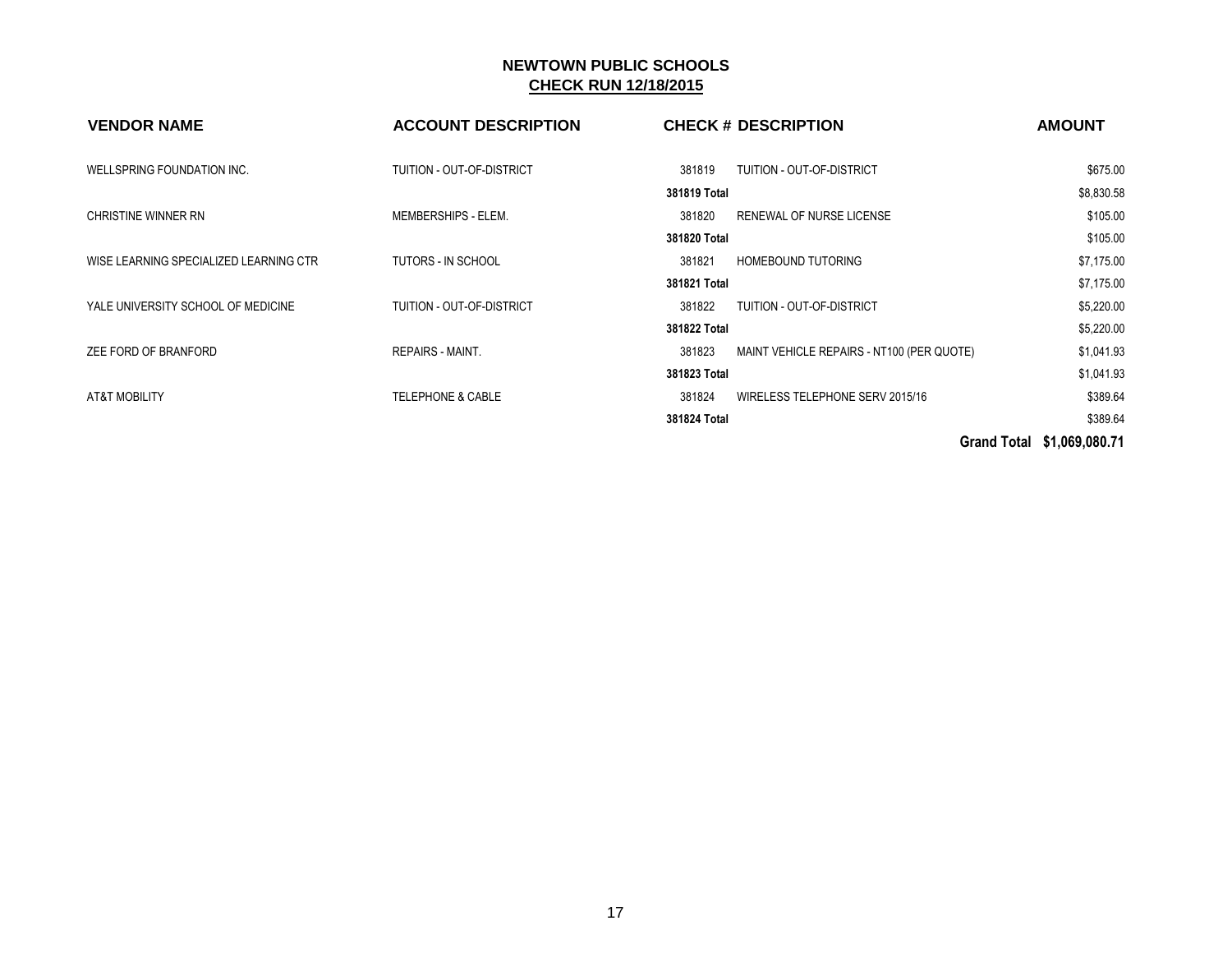# NEWTOWN PUBLIC SCHOOLS

## CHECK RUN 12/18/2015

| VENDOR NAME | ACCOUNT DESCRIPTION | CHECK # | DESCRIPTION | AMOUNT |
|---|---|---|---|---|
| WELLSPRING FOUNDATION INC. | TUITION - OUT-OF-DISTRICT | 381819 | TUITION - OUT-OF-DISTRICT | $675.00 |
| | | **381819 Total** | | $8,830.58 |
| CHRISTINE WINNER RN | MEMBERSHIPS - ELEM. | 381820 | RENEWAL OF NURSE LICENSE | $105.00 |
| | | **381820 Total** | | $105.00 |
| WISE LEARNING SPECIALIZED LEARNING CTR | TUTORS - IN SCHOOL | 381821 | HOMEBOUND TUTORING | $7,175.00 |
| | | **381821 Total** | | $7,175.00 |
| YALE UNIVERSITY SCHOOL OF MEDICINE | TUITION - OUT-OF-DISTRICT | 381822 | TUITION - OUT-OF-DISTRICT | $5,220.00 |
| | | **381822 Total** | | $5,220.00 |
| ZEE FORD OF BRANFORD | REPAIRS - MAINT. | 381823 | MAINT VEHICLE REPAIRS - NT100 (PER QUOTE) | $1,041.93 |
| | | **381823 Total** | | $1,041.93 |
| AT&T MOBILITY | TELEPHONE & CABLE | 381824 | WIRELESS TELEPHONE SERV 2015/16 | $389.64 |
| | | **381824 Total** | | $389.64 |
| | | | **Grand Total** | **$1,069,080.71** |